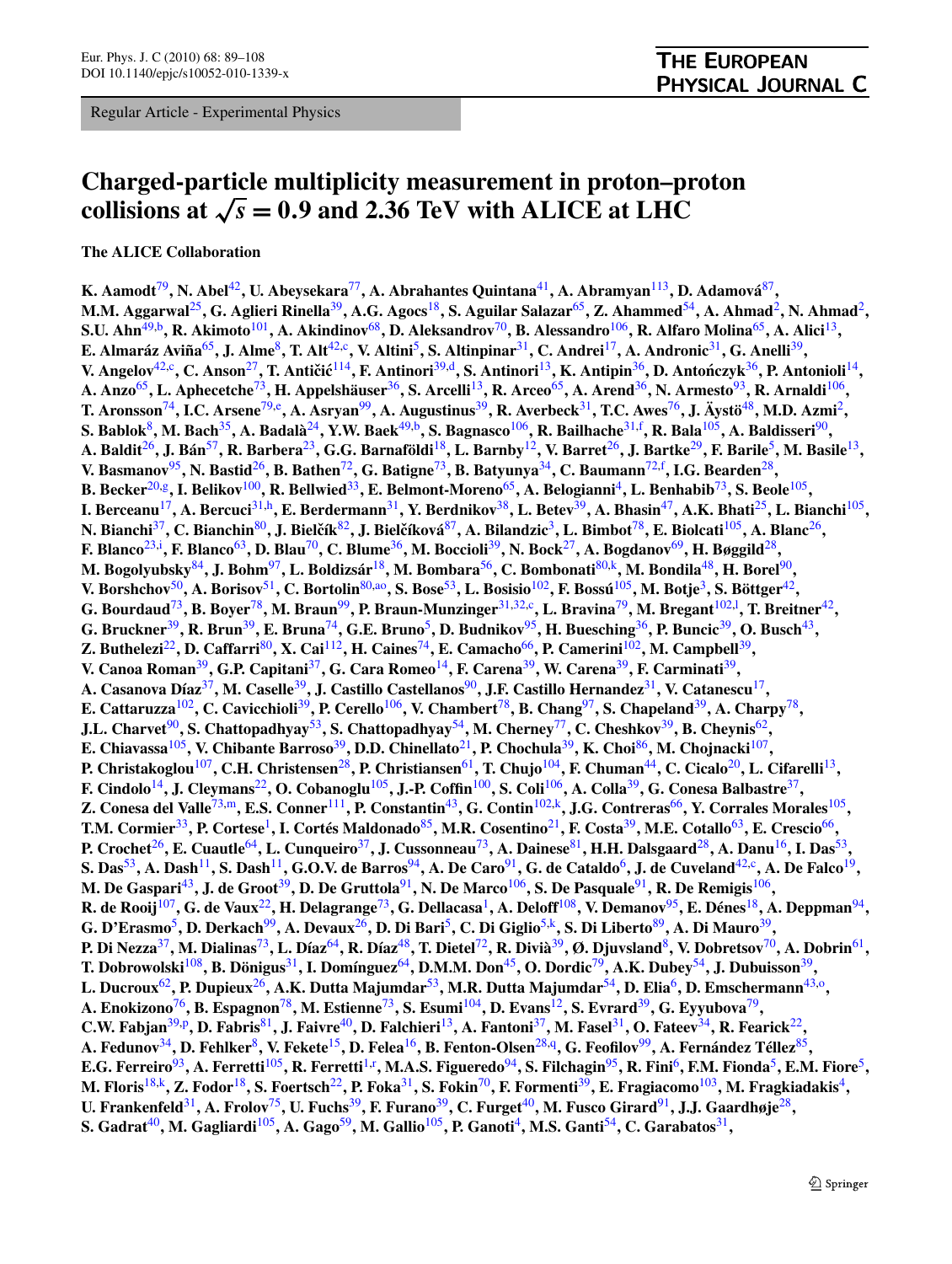Regular Article - Experimental Physics

# Charged-particle multiplicity measurement in proton–proton collisions at $\sqrt{s} = 0.9$ and 2.36 TeV with ALICE at LHC

**The ALICE Collaboration**

**K. Aamodt[79], N. Abel[42], U. Abeysekara[77], A. Abrahantes Quintana[41], A. Abramyan[113], D. Adamová[87], M.M. Aggarwal[25], G. Aglieri Rinella[39], A.G. Agocs[18], S. Aguilar Salazar[65], Z. Ahammed[54], A. Ahmad[2], N. Ahmad[2], S.U. Ahn[49,b], R. Akimoto[101], A. Akindinov[68], D. Aleksandrov[70], B. Alessandro[106], R. Alfaro Molina[65], A. Alici[13], E. Almaráz Aviña[65], J. Alme[8], T. Alt[42,c], V. Altini[5], S. Altinpinar[31], C. Andrei[17], A. Andronic[31], G. Anelli[39], V. Angelov[42,c], C. Anson[27], T. Antičić[114], F. Antinori[39,d], S. Antinori[13], K. Antipin[36], D. Antończyk[36], P. Antonioli[14], A. Anzo[65], L. Aphecetche[73], H. Appelshäuser[36], S. Arcelli[13], R. Arceo[65], A. Arend[36], N. Armesto[93], R. Arnaldi[106], T. Aronsson[74], I.C. Arsene[79,e], A. Asryan[99], A. Augustinus[39], R. Averbeck[31], T.C. Awes[76], J. Äystö[48], M.D. Azmi[2], S. Bablok[8], M. Bach[35], A. Badalà[24], Y.W. Baek[49,b], S. Bagnasco[106], R. Bailhache[31,f], R. Bala[105], A. Baldisseri[90], A. Baldit[26], J. Bán[57], R. Barbera[23], G.G. Barnaföldi[18], L. Barnby[12], V. Barret[26], J. Bartke[29], F. Barile[5], M. Basile[13], V. Basmanov[95], N. Bastid[26], B. Bathen[72], G. Batigne[73], B. Batyunya[34], C. Baumann[72,f], I.G. Bearden[28], B. Becker[20,g], I. Belikov[100], R. Bellwied[33], E. Belmont-Moreno[65], A. Belogianni[4], L. Benhabib[73], S. Beole[105], I. Berceanu[17], A. Bercuci[31,h], E. Berdermann[31], Y. Berdnikov[38], L. Betev[39], A. Bhasin[47], A.K. Bhati[25], L. Bianchi[105], N. Bianchi[37], C. Bianchin[80], J. Bielčík[82], J. Bielčíková[87], A. Bilandzic[3], L. Bimbot[78], E. Biolcati[105], A. Blanc[26], F. Blanco[23,i], F. Blanco[63], D. Blau[70], C. Blume[36], M. Boccioli[39], N. Bock[27], A. Bogdanov[69], H. Bøggild[28], M. Bogolyubsky[84], J. Bohm[97], L. Boldizsár[18], M. Bombara[56], C. Bombonati[80,k], M. Bondila[48], H. Borel[90], V. Borshchov[50], A. Borisov[51], C. Bortolin[80,ao], S. Bose[53], L. Bosisio[102], F. Bossú[105], M. Botje[3], S. Böttger[42], G. Bourdaud[73], B. Boyer[78], M. Braun[99], P. Braun-Munzinger[31,32,c], L. Bravina[79], M. Bregant[102,l], T. Breitner[42], G. Bruckner[39], R. Brun[39], E. Bruna[74], G.E. Bruno[5], D. Budnikov[95], H. Buesching[36], P. Buncic[39], O. Busch[43], Z. Buthelezi[22], D. Caffarri[80], X. Cai[112], H. Caines[74], E. Camacho[66], P. Camerini[102], M. Campbell[39], V. Canoa Roman[39], G.P. Capitani[37], G. Cara Romeo[14], F. Carena[39], W. Carena[39], F. Carminati[39], A. Casanova Díaz[37], M. Caselle[39], J. Castillo Castellanos[90], J.F. Castillo Hernandez[31], V. Catanescu[17], E. Cattaruzza[102], C. Cavicchioli[39], P. Cerello[106], V. Chambert[78], B. Chang[97], S. Chapeland[39], A. Charpy[78], J.L. Charvet[90], S. Chattopadhyay[53], S. Chattopadhyay[54], M. Cherney[77], C. Cheshkov[39], B. Cheynis[62], E. Chiavassa[105], V. Chibante Barroso[39], D.D. Chinellato[21], P. Chochula[39], K. Choi[86], M. Chojnacki[107], P. Christakoglou[107], C.H. Christensen[28], P. Christiansen[61], T. Chujo[104], F. Chuman[44], C. Cicalo[20], L. Cifarelli[13], F. Cindolo[14], J. Cleymans[22], O. Cobanoglu[105], J.-P. Coffin[100], S. Coli[106], A. Colla[39], G. Conesa Balbastre[37], Z. Conesa del Valle[73,m], E.S. Conner[111], P. Constantin[43], G. Contin[102,k], J.G. Contreras[66], Y. Corrales Morales[105], T.M. Cormier[33], P. Cortese[1], I. Cortés Maldonado[85], M.R. Cosentino[21], F. Costa[39], M.E. Cotallo[63], E. Crescio[66], P. Crochet[26], E. Cuautle[64], L. Cunqueiro[37], J. Cussonneau[73], A. Dainese[81], H.H. Dalsgaard[28], A. Danu[16], I. Das[53], S. Das[53], A. Dash[11], S. Dash[11], G.O.V. de Barros[94], A. De Caro[91], G. de Cataldo[6], J. de Cuveland[42,c], A. De Falco[19], M. De Gaspari[43], J. de Groot[39], D. De Gruttola[91], N. De Marco[106], S. De Pasquale[91], R. De Remigis[106], R. de Rooij[107], G. de Vaux[22], H. Delagrange[73], G. Dellacasa[1], A. Deloff[108], V. Demanov[95], E. Dénes[18], A. Deppman[94], G. D'Erasmo[5], D. Derkach[99], A. Devaux[26], D. Di Bari[5], C. Di Giglio[5,k], S. Di Liberto[89], A. Di Mauro[39], P. Di Nezza[37], M. Dialinas[73], L. Díaz[64], R. Díaz[48], T. Dietel[72], R. Divià[39], Ø. Djuvsland[8], V. Dobretsov[70], A. Dobrin[61], T. Dobrowolski[108], B. Dönigus[31], I. Domínguez[64], D.M.M. Don[45], O. Dordic[79], A.K. Dubey[54], J. Dubuisson[39], L. Ducroux[62], P. Dupieux[26], A.K. Dutta Majumdar[53], M.R. Dutta Majumdar[54], D. Elia[6], D. Emschermann[43,o], A. Enokizono[76], B. Espagnon[78], M. Estienne[73], S. Esumi[104], D. Evans[12], S. Evrard[39], G. Eyyubova[79], C.W. Fabjan[39,p], D. Fabris[81], J. Faivre[40], D. Falchieri[13], A. Fantoni[37], M. Fasel[31], O. Fateev[34], R. Fearick[22], A. Fedunov[34], D. Fehlker[8], V. Fekete[15], D. Felea[16], B. Fenton-Olsen[28,q], G. Feofilov[99], A. Fernández Téllez[85], E.G. Ferreiro[93], A. Ferretti[105], R. Ferretti[1,r], M.A.S. Figueredo[94], S. Filchagin[95], R. Fini[6], F.M. Fionda[5], E.M. Fiore[5], M. Floris[18,k], Z. Fodor[18], S. Foertsch[22], P. Foka[31], S. Fokin[70], F. Formenti[39], E. Fragiacomo[103], M. Fragkiadakis[4], U. Frankenfeld[31], A. Frolov[75], U. Fuchs[39], F. Furano[39], C. Furget[40], M. Fusco Girard[91], J.J. Gaardhøje[28], S. Gadrat[40], M. Gagliardi[105], A. Gago[59], M. Gallio[105], P. Ganoti[4], M.S. Ganti[54], C. Garabatos[31],**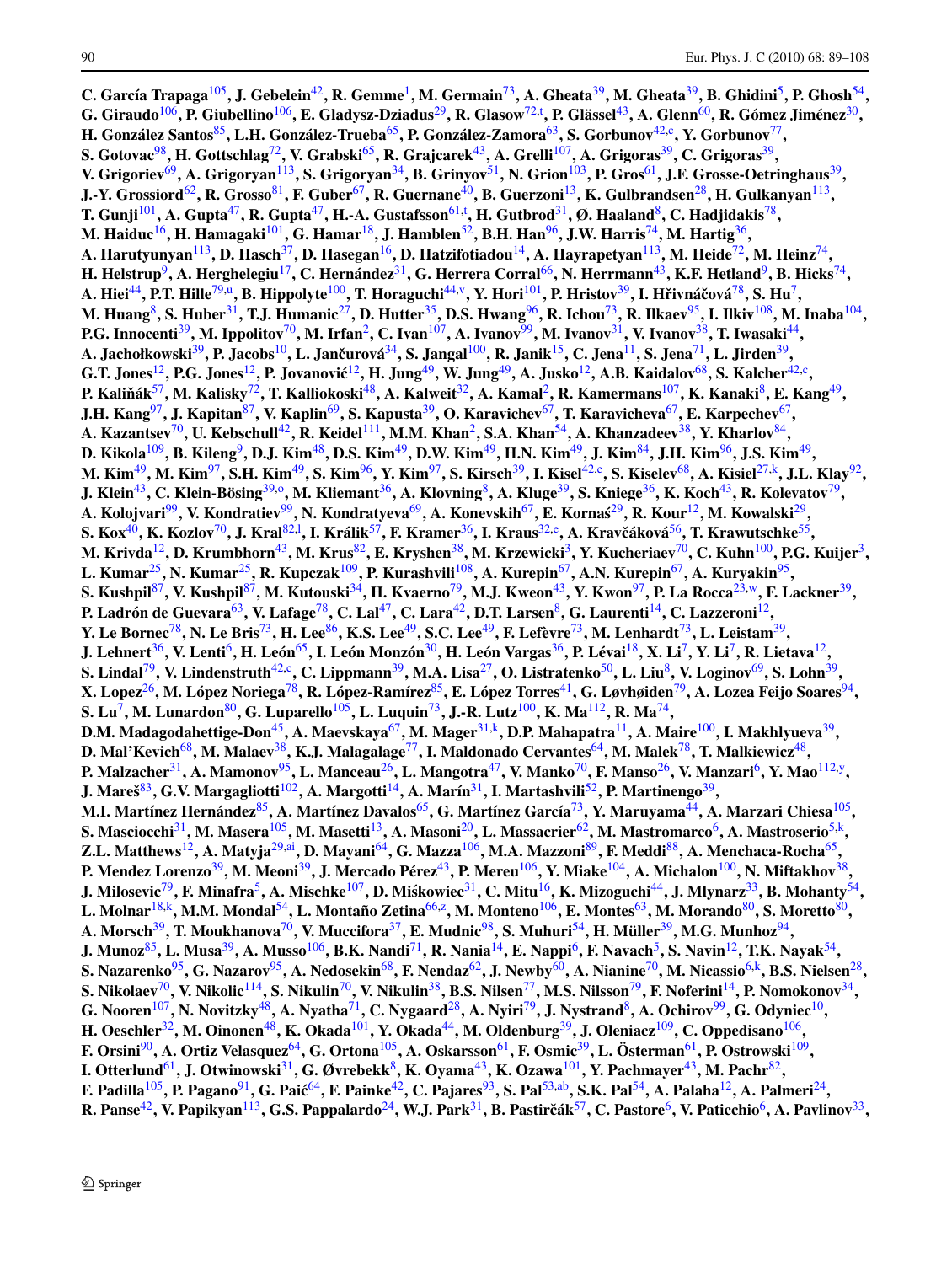**C. García Trapaga**[105], **J. Gebelein**[42], **R. Gemme**[1], **M. Germain**[73], **A. Gheata**[39], **M. Gheata**[39], **B. Ghidini**[5], **P. Ghosh**[54], **G. Giraudo**[106], **P. Giubellino**[106], **E. Gladysz-Dziadus**[29], **R. Glasow**[72,t], **P. Glässel**[43], **A. Glenn**[60], **R. Gómez Jiménez**[30], **H. González Santos**[85], **L.H. González-Trueba**[65], **P. González-Zamora**[63], **S. Gorbunov**[42,c], **Y. Gorbunov**[77], **S. Gotovac**[98], **H. Gottschlag**[72], **V. Grabski**[65], **R. Grajcarek**[43], **A. Grelli**[107], **A. Grigoras**[39], **C. Grigoras**[39], **V. Grigoriev**[69], **A. Grigoryan**[113], **S. Grigoryan**[34], **B. Grinyov**[51], **N. Grion**[103], **P. Gros**[61], **J.F. Grosse-Oetringhaus**[39], **J.-Y. Grossiord**[62], **R. Grosso**[81], **F. Guber**[67], **R. Guernane**[40], **B. Guerzoni**[13], **K. Gulbrandsen**[28], **H. Gulkanyan**[113], **T. Gunji**[101], **A. Gupta**[47], **R. Gupta**[47], **H.-A. Gustafsson**[61,t], **H. Gutbrod**[31], **Ø. Haaland**[8], **C. Hadjidakis**[78], **M. Haiduc**[16], **H. Hamagaki**[101], **G. Hamar**[18], **J. Hamblen**[52], **B.H. Han**[96], **J.W. Harris**[74], **M. Hartig**[36], **A. Harutyunyan**[113], **D. Hasch**[37], **D. Hasegan**[16], **D. Hatzifotiadou**[14], **A. Hayrapetyan**[113], **M. Heide**[72], **M. Heinz**[74], **H. Helstrup**[9], **A. Herghelegiu**[17], **C. Hernández**[31], **G. Herrera Corral**[66], **N. Herrmann**[43], **K.F. Hetland**[9], **B. Hicks**[74], **A. Hiei**[44], **P.T. Hille**[79,u], **B. Hippolyte**[100], **T. Horaguchi**[44,v], **Y. Hori**[101], **P. Hristov**[39], **I. Hřivnáčová**[78], **S. Hu**[7], **M. Huang**[8], **S. Huber**[31], **T.J. Humanic**[27], **D. Hutter**[35], **D.S. Hwang**[96], **R. Ichou**[73], **R. Ilkaev**[95], **I. Ilkiv**[108], **M. Inaba**[104], **P.G. Innocenti**[39], **M. Ippolitov**[70], **M. Irfan**[2], **C. Ivan**[107], **A. Ivanov**[99], **M. Ivanov**[31], **V. Ivanov**[38], **T. Iwasaki**[44], **A. Jachołkowski**[39], **P. Jacobs**[10], **L. Jančurová**[34], **S. Jangal**[100], **R. Janik**[15], **C. Jena**[11], **S. Jena**[71], **L. Jirden**[39], **G.T. Jones**[12], **P.G. Jones**[12], **P. Jovanović**[12], **H. Jung**[49], **W. Jung**[49], **A. Jusko**[12], **A.B. Kaidalov**[68], **S. Kalcher**[42,c], **P. Kaliňák**[57], **M. Kalisky**[72], **T. Kalliokoski**[48], **A. Kalweit**[32], **A. Kamal**[2], **R. Kamermans**[107], **K. Kanaki**[8], **E. Kang**[49], **J.H. Kang**[97], **J. Kapitan**[87], **V. Kaplin**[69], **S. Kapusta**[39], **O. Karavichev**[67], **T. Karavicheva**[67], **E. Karpechev**[67], **A. Kazantsev**[70], **U. Kebschull**[42], **R. Keidel**[111], **M.M. Khan**[2], **S.A. Khan**[54], **A. Khanzadeev**[38], **Y. Kharlov**[84], **D. Kikola**[109], **B. Kileng**[9], **D.J. Kim**[48], **D.S. Kim**[49], **D.W. Kim**[49], **H.N. Kim**[49], **J. Kim**[84], **J.H. Kim**[96], **J.S. Kim**[49], **M. Kim**[49], **M. Kim**[97], **S.H. Kim**[49], **S. Kim**[96], **Y. Kim**[97], **S. Kirsch**[39], **I. Kisel**[42,e], **S. Kiselev**[68], **A. Kisiel**[27,k], **J.L. Klay**[92], **J. Klein**[43], **C. Klein-Bösing**[39,o], **M. Kliemant**[36], **A. Klovning**[8], **A. Kluge**[39], **S. Kniege**[36], **K. Koch**[43], **R. Kolevatov**[79], **A. Kolojvari**[99], **V. Kondratiev**[99], **N. Kondratyeva**[69], **A. Konevskih**[67], **E. Kornaś**[29], **R. Kour**[12], **M. Kowalski**[29], **S. Kox**[40], **K. Kozlov**[70], **J. Kral**[82,l], **I. Králik**[57], **F. Kramer**[36], **I. Kraus**[32,e], **A. Kravčáková**[56], **T. Krawutschke**[55], **M. Krivda**[12], **D. Krumbhorn**[43], **M. Krus**[82], **E. Kryshen**[38], **M. Krzewicki**[3], **Y. Kucheriaev**[70], **C. Kuhn**[100], **P.G. Kuijer**[3], **L. Kumar**[25], **N. Kumar**[25], **R. Kupczak**[109], **P. Kurashvili**[108], **A. Kurepin**[67], **A.N. Kurepin**[67], **A. Kuryakin**[95], **S. Kushpil**[87], **V. Kushpil**[87], **M. Kutouski**[34], **H. Kvaerno**[79], **M.J. Kweon**[43], **Y. Kwon**[97], **P. La Rocca**[23,w], **F. Lackner**[39], **P. Ladrón de Guevara**[63], **V. Lafage**[78], **C. Lal**[47], **C. Lara**[42], **D.T. Larsen**[8], **G. Laurenti**[14], **C. Lazzeroni**[12], **Y. Le Bornec**[78], **N. Le Bris**[73], **H. Lee**[86], **K.S. Lee**[49], **S.C. Lee**[49], **F. Lefèvre**[73], **M. Lenhardt**[73], **L. Leistam**[39], **J. Lehnert**[36], **V. Lenti**[6], **H. León**[65], **I. León Monzón**[30], **H. León Vargas**[36], **P. Lévai**[18], **X. Li**[7], **Y. Li**[7], **R. Lietava**[12], **S. Lindal**[79], **V. Lindenstruth**[42,c], **C. Lippmann**[39], **M.A. Lisa**[27], **O. Listratenko**[50], **L. Liu**[8], **V. Loginov**[69], **S. Lohn**[39], **X. Lopez**[26], **M. López Noriega**[78], **R. López-Ramírez**[85], **E. López Torres**[41], **G. Løvhøiden**[79], **A. Lozea Feijo Soares**[94], **S. Lu**[7], **M. Lunardon**[80], **G. Luparello**[105], **L. Luquin**[73], **J.-R. Lutz**[100], **K. Ma**[112], **R. Ma**[74], **D.M. Madagodahettige-Don**[45], **A. Maevskaya**[67], **M. Mager**[31,k], **D.P. Mahapatra**[11], **A. Maire**[100], **I. Makhlyueva**[39], **D. Mal'Kevich**[68], **M. Malaev**[38], **K.J. Malagalage**[77], **I. Maldonado Cervantes**[64], **M. Malek**[78], **T. Malkiewicz**[48], **P. Malzacher**[31], **A. Mamonov**[95], **L. Manceau**[26], **L. Mangotra**[47], **V. Manko**[70], **F. Manso**[26], **V. Manzari**[6], **Y. Mao**[112,y], **J. Mareš**[83], **G.V. Margagliotti**[102], **A. Margotti**[14], **A. Marín**[31], **I. Martashvili**[52], **P. Martinengo**[39], **M.I. Martínez Hernández**[85], **A. Martínez Davalos**[65], **G. Martínez García**[73], **Y. Maruyama**[44], **A. Marzari Chiesa**[105], **S. Masciocchi**[31], **M. Masera**[105], **M. Masetti**[13], **A. Masoni**[20], **L. Massacrier**[62], **M. Mastromarco**[6], **A. Mastroserio**[5,k], **Z.L. Matthews**[12], **A. Matyja**[29,ai], **D. Mayani**[64], **G. Mazza**[106], **M.A. Mazzoni**[89], **F. Meddi**[88], **A. Menchaca-Rocha**[65], **P. Mendez Lorenzo**[39], **M. Meoni**[39], **J. Mercado Pérez**[43], **P. Mereu**[106], **Y. Miake**[104], **A. Michalon**[100], **N. Miftakhov**[38], **J. Milosevic**[79], **F. Minafra**[5], **A. Mischke**[107], **D. Miśkowiec**[31], **C. Mitu**[16], **K. Mizoguchi**[44], **J. Mlynarz**[33], **B. Mohanty**[54], **L. Molnar**[18,k], **M.M. Mondal**[54], **L. Montaño Zetina**[66,z], **M. Monteno**[106], **E. Montes**[63], **M. Morando**[80], **S. Moretto**[80], **A. Morsch**[39], **T. Moukhanova**[70], **V. Muccifora**[37], **E. Mudnic**[98], **S. Muhuri**[54], **H. Müller**[39], **M.G. Munhoz**[94], **J. Munoz**[85], **L. Musa**[39], **A. Musso**[106], **B.K. Nandi**[71], **R. Nania**[14], **E. Nappi**[6], **F. Navach**[5], **S. Navin**[12], **T.K. Nayak**[54], **S. Nazarenko**[95], **G. Nazarov**[95], **A. Nedosekin**[68], **F. Nendaz**[62], **J. Newby**[60], **A. Nianine**[70], **M. Nicassio**[6,k], **B.S. Nielsen**[28], **S. Nikolaev**[70], **V. Nikolic**[114], **S. Nikulin**[70], **V. Nikulin**[38], **B.S. Nilsen**[77], **M.S. Nilsson**[79], **F. Noferini**[14], **P. Nomokonov**[34], **G. Nooren**[107], **N. Novitzky**[48], **A. Nyatha**[71], **C. Nygaard**[28], **A. Nyiri**[79], **J. Nystrand**[8], **A. Ochirov**[99], **G. Odyniec**[10], **H. Oeschler**[32], **M. Oinonen**[48], **K. Okada**[101], **Y. Okada**[44], **M. Oldenburg**[39], **J. Oleniacz**[109], **C. Oppedisano**[106], **F. Orsini**[90], **A. Ortiz Velasquez**[64], **G. Ortona**[105], **A. Oskarsson**[61], **F. Osmic**[39], **L. Österman**[61], **P. Ostrowski**[109], **I. Otterlund**[61], **J. Otwinowski**[31], **G. Øvrebekk**[8], **K. Oyama**[43], **K. Ozawa**[101], **Y. Pachmayer**[43], **M. Pachr**[82], **F. Padilla**[105], **P. Pagano**[91], **G. Paić**[64], **F. Painke**[42], **C. Pajares**[93], **S. Pal**[53,ab], **S.K. Pal**[54], **A. Palaha**[12], **A. Palmeri**[24], **R. Panse**[42], **V. Papikyan**[113], **G.S. Pappalardo**[24], **W.J. Park**[31], **B. Pastirčák**[57], **C. Pastore**[6], **V. Paticchio**[6], **A. Pavlinov**[33],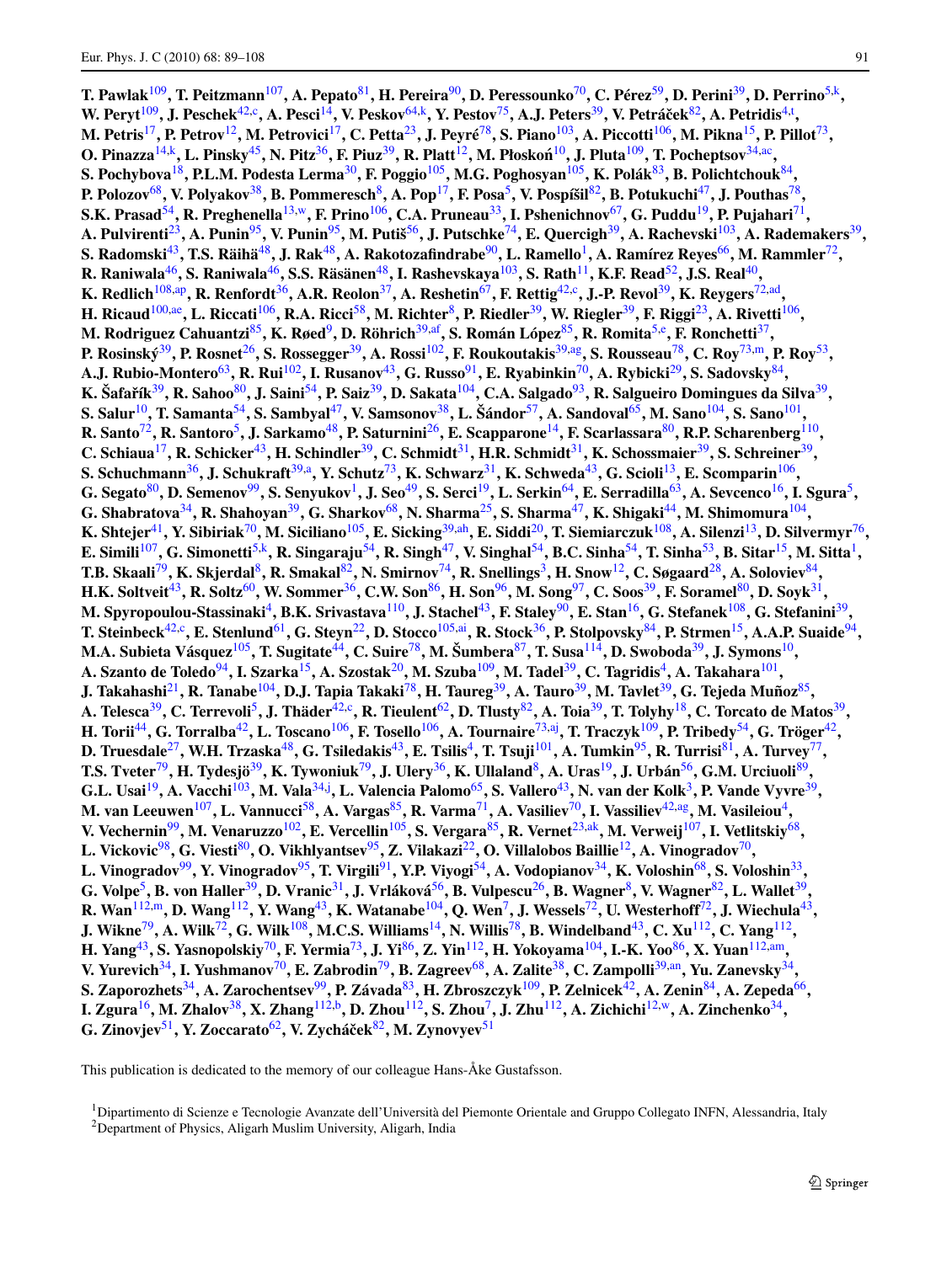**T. Pawlak**[109], **T. Peitzmann**[107], **A. Pepato**[81], **H. Pereira**[90], **D. Peressounko**[70], **C. Pérez**[59], **D. Perini**[39], **D. Perrino**[5,k], **W. Peryt**[109], **J. Peschek**[42,c], **A. Pesci**[14], **V. Peskov**[64,k], **Y. Pestov**[75], **A.J. Peters**[39], **V. Petráček**[82], **A. Petridis**[4,t], **M. Petris**[17], **P. Petrov**[12], **M. Petrovici**[17], **C. Petta**[23], **J. Peyré**[78], **S. Piano**[103], **A. Piccotti**[106], **M. Pikna**[15], **P. Pillot**[73], **O. Pinazza**[14,k], **L. Pinsky**[45], **N. Pitz**[36], **F. Piuz**[39], **R. Platt**[12], **M. Płoskoń**[10], **J. Pluta**[109], **T. Pocheptsov**[34,ac], **S. Pochybova**[18], **P.L.M. Podesta Lerma**[30], **F. Poggio**[105], **M.G. Poghosyan**[105], **K. Polák**[83], **B. Polichtchouk**[84], **P. Polozov**[68], **V. Polyakov**[38], **B. Pommeresch**[8], **A. Pop**[17], **F. Posa**[5], **V. Pospíšil**[82], **B. Potukuchi**[47], **J. Pouthas**[78], **S.K. Prasad**[54], **R. Preghenella**[13,w], **F. Prino**[106], **C.A. Pruneau**[33], **I. Pshenichnov**[67], **G. Puddu**[19], **P. Pujahari**[71], **A. Pulvirenti**[23], **A. Punin**[95], **V. Punin**[95], **M. Putiš**[56], **J. Putschke**[74], **E. Quercigh**[39], **A. Rachevski**[103], **A. Rademakers**[39], **S. Radomski**[43], **T.S. Räihä**[48], **J. Rak**[48], **A. Rakotozafindrabe**[90], **L. Ramello**[1], **A. Ramírez Reyes**[66], **M. Rammler**[72], **R. Raniwala**[46], **S. Raniwala**[46], **S.S. Räsänen**[48], **I. Rashevskaya**[103], **S. Rath**[11], **K.F. Read**[52], **J.S. Real**[40], **K. Redlich**[108,ap], **R. Renfordt**[36], **A.R. Reolon**[37], **A. Reshetin**[67], **F. Rettig**[42,c], **J.-P. Revol**[39], **K. Reygers**[72,ad], **H. Ricaud**[100,ae], **L. Riccati**[106], **R.A. Ricci**[58], **M. Richter**[8], **P. Riedler**[39], **W. Riegler**[39], **F. Riggi**[23], **A. Rivetti**[106], **M. Rodriguez Cahuantzi**[85], **K. Røed**[9], **D. Röhrich**[39,af], **S. Román López**[85], **R. Romita**[5,e], **F. Ronchetti**[37], **P. Rosinský**[39], **P. Rosnet**[26], **S. Rossegger**[39], **A. Rossi**[102], **F. Roukoutakis**[39,ag], **S. Rousseau**[78], **C. Roy**[73,m], **P. Roy**[53], **A.J. Rubio-Montero**[63], **R. Rui**[102], **I. Rusanov**[43], **G. Russo**[91], **E. Ryabinkin**[70], **A. Rybicki**[29], **S. Sadovsky**[84], **K. Šafařík**[39], **R. Sahoo**[80], **J. Saini**[54], **P. Saiz**[39], **D. Sakata**[104], **C.A. Salgado**[93], **R. Salgueiro Domingues da Silva**[39], **S. Salur**[10], **T. Samanta**[54], **S. Sambyal**[47], **V. Samsonov**[38], **L. Šándor**[57], **A. Sandoval**[65], **M. Sano**[104], **S. Sano**[101], **R. Santo**[72], **R. Santoro**[5], **J. Sarkamo**[48], **P. Saturnini**[26], **E. Scapparone**[14], **F. Scarlassara**[80], **R.P. Scharenberg**[110], **C. Schiaua**[17], **R. Schicker**[43], **H. Schindler**[39], **C. Schmidt**[31], **H.R. Schmidt**[31], **K. Schossmaier**[39], **S. Schreiner**[39], **S. Schuchmann**[36], **J. Schukraft**[39,a], **Y. Schutz**[73], **K. Schwarz**[31], **K. Schweda**[43], **G. Scioli**[13], **E. Scomparin**[106], **G. Segato**[80], **D. Semenov**[99], **S. Senyukov**[1], **J. Seo**[49], **S. Serci**[19], **L. Serkin**[64], **E. Serradilla**[63], **A. Sevcenco**[16], **I. Sgura**[5], **G. Shabratova**[34], **R. Shahoyan**[39], **G. Sharkov**[68], **N. Sharma**[25], **S. Sharma**[47], **K. Shigaki**[44], **M. Shimomura**[104], **K. Shtejer**[41], **Y. Sibiriak**[70], **M. Siciliano**[105], **E. Sicking**[39,ah], **E. Siddi**[20], **T. Siemiarczuk**[108], **A. Silenzi**[13], **D. Silvermyr**[76], **E. Simili**[107], **G. Simonetti**[5,k], **R. Singaraju**[54], **R. Singh**[47], **V. Singhal**[54], **B.C. Sinha**[54], **T. Sinha**[53], **B. Sitar**[15], **M. Sitta**[1], **T.B. Skaali**[79], **K. Skjerdal**[8], **R. Smakal**[82], **N. Smirnov**[74], **R. Snellings**[3], **H. Snow**[12], **C. Søgaard**[28], **A. Soloviev**[84], **H.K. Soltveit**[43], **R. Soltz**[60], **W. Sommer**[36], **C.W. Son**[86], **H. Son**[96], **M. Song**[97], **C. Soos**[39], **F. Soramel**[80], **D. Soyk**[31], **M. Spyropoulou-Stassinaki**[4], **B.K. Srivastava**[110], **J. Stachel**[43], **F. Staley**[90], **E. Stan**[16], **G. Stefanek**[108], **G. Stefanini**[39], **T. Steinbeck**[42,c], **E. Stenlund**[61], **G. Steyn**[22], **D. Stocco**[105,ai], **R. Stock**[36], **P. Stolpovsky**[84], **P. Strmen**[15], **A.A.P. Suaide**[94], **M.A. Subieta Vásquez**[105], **T. Sugitate**[44], **C. Suire**[78], **M. Šumbera**[87], **T. Susa**[114], **D. Swoboda**[39], **J. Symons**[10], **A. Szanto de Toledo**[94], **I. Szarka**[15], **A. Szostak**[20], **M. Szuba**[109], **M. Tadel**[39], **C. Tagridis**[4], **A. Takahara**[101], **J. Takahashi**[21], **R. Tanabe**[104], **D.J. Tapia Takaki**[78], **H. Taureg**[39], **A. Tauro**[39], **M. Tavlet**[39], **G. Tejeda Muñoz**[85], **A. Telesca**[39], **C. Terrevoli**[5], **J. Thäder**[42,c], **R. Tieulent**[62], **D. Tlusty**[82], **A. Toia**[39], **T. Tolyhy**[18], **C. Torcato de Matos**[39], **H. Torii**[44], **G. Torralba**[42], **L. Toscano**[106], **F. Tosello**[106], **A. Tournaire**[73,aj], **T. Traczyk**[109], **P. Tribedy**[54], **G. Tröger**[42], **D. Truesdale**[27], **W.H. Trzaska**[48], **G. Tsiledakis**[43], **E. Tsilis**[4], **T. Tsuji**[101], **A. Tumkin**[95], **R. Turrisi**[81], **A. Turvey**[77], **T.S. Tveter**[79], **H. Tydesjö**[39], **K. Tywoniuk**[79], **J. Ulery**[36], **K. Ullaland**[8], **A. Uras**[19], **J. Urbán**[56], **G.M. Urciuoli**[89], **G.L. Usai**[19], **A. Vacchi**[103], **M. Vala**[34,j], **L. Valencia Palomo**[65], **S. Vallero**[43], **N. van der Kolk**[3], **P. Vande Vyvre**[39], **M. van Leeuwen**[107], **L. Vannucci**[58], **A. Vargas**[85], **R. Varma**[71], **A. Vasiliev**[70], **I. Vassiliev**[42,ag], **M. Vasileiou**[4], **V. Vechernin**[99], **M. Venaruzzo**[102], **E. Vercellin**[105], **S. Vergara**[85], **R. Vernet**[23,ak], **M. Verweij**[107], **I. Vetlitskiy**[68], **L. Vickovic**[98], **G. Viesti**[80], **O. Vikhlyantsev**[95], **Z. Vilakazi**[22], **O. Villalobos Baillie**[12], **A. Vinogradov**[70], **L. Vinogradov**[99], **Y. Vinogradov**[95], **T. Virgili**[91], **Y.P. Viyogi**[54], **A. Vodopianov**[34], **K. Voloshin**[68], **S. Voloshin**[33], **G. Volpe**[5], **B. von Haller**[39], **D. Vranic**[31], **J. Vrláková**[56], **B. Vulpescu**[26], **B. Wagner**[8], **V. Wagner**[82], **L. Wallet**[39], **R. Wan**[112,m], **D. Wang**[112], **Y. Wang**[43], **K. Watanabe**[104], **Q. Wen**[7], **J. Wessels**[72], **U. Westerhoff**[72], **J. Wiechula**[43], **J. Wikne**[79], **A. Wilk**[72], **G. Wilk**[108], **M.C.S. Williams**[14], **N. Willis**[78], **B. Windelband**[43], **C. Xu**[112], **C. Yang**[112], **H. Yang**[43], **S. Yasnopolskiy**[70], **F. Yermia**[73], **J. Yi**[86], **Z. Yin**[112], **H. Yokoyama**[104], **I.-K. Yoo**[86], **X. Yuan**[112,am], **V. Yurevich**[34], **I. Yushmanov**[70], **E. Zabrodin**[79], **B. Zagreev**[68], **A. Zalite**[38], **C. Zampolli**[39,an], **Yu. Zanevsky**[34], **S. Zaporozhets**[34], **A. Zarochentsev**[99], **P. Závada**[83], **H. Zbroszczyk**[109], **P. Zelnicek**[42], **A. Zenin**[84], **A. Zepeda**[66], **I. Zgura**[16], **M. Zhalov**[38], **X. Zhang**[112,b], **D. Zhou**[112], **S. Zhou**[7], **J. Zhu**[112], **A. Zichichi**[12,w], **A. Zinchenko**[34], **G. Zinovjev**[51], **Y. Zoccarato**[62], **V. Zycháček**[82], **M. Zynovyev**[51]

This publication is dedicated to the memory of our colleague Hans-Åke Gustafsson.

[1]Dipartimento di Scienze e Tecnologie Avanzate dell'Università del Piemonte Orientale and Gruppo Collegato INFN, Alessandria, Italy
[2]Department of Physics, Aligarh Muslim University, Aligarh, India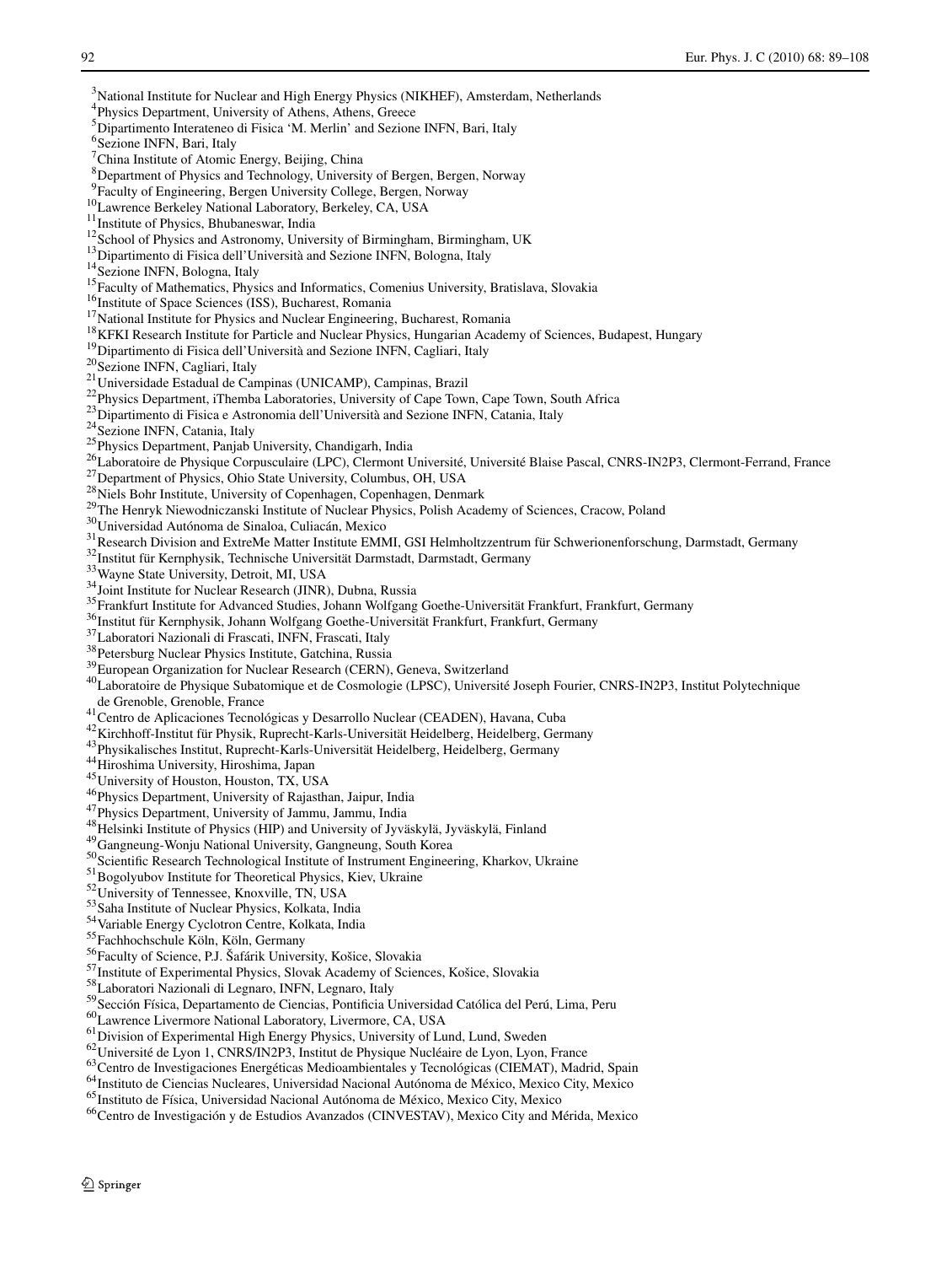[3]National Institute for Nuclear and High Energy Physics (NIKHEF), Amsterdam, Netherlands
[4]Physics Department, University of Athens, Athens, Greece
[5]Dipartimento Interateneo di Fisica 'M. Merlin' and Sezione INFN, Bari, Italy
[6]Sezione INFN, Bari, Italy
[7]China Institute of Atomic Energy, Beijing, China
[8]Department of Physics and Technology, University of Bergen, Bergen, Norway
[9]Faculty of Engineering, Bergen University College, Bergen, Norway
[10]Lawrence Berkeley National Laboratory, Berkeley, CA, USA
[11]Institute of Physics, Bhubaneswar, India
[12]School of Physics and Astronomy, University of Birmingham, Birmingham, UK
[13]Dipartimento di Fisica dell'Università and Sezione INFN, Bologna, Italy
[14]Sezione INFN, Bologna, Italy
[15]Faculty of Mathematics, Physics and Informatics, Comenius University, Bratislava, Slovakia
[16]Institute of Space Sciences (ISS), Bucharest, Romania
[17]National Institute for Physics and Nuclear Engineering, Bucharest, Romania
[18]KFKI Research Institute for Particle and Nuclear Physics, Hungarian Academy of Sciences, Budapest, Hungary
[19]Dipartimento di Fisica dell'Università and Sezione INFN, Cagliari, Italy
[20]Sezione INFN, Cagliari, Italy
[21]Universidade Estadual de Campinas (UNICAMP), Campinas, Brazil
[22]Physics Department, iThemba Laboratories, University of Cape Town, Cape Town, South Africa
[23]Dipartimento di Fisica e Astronomia dell'Università and Sezione INFN, Catania, Italy
[24]Sezione INFN, Catania, Italy
[25]Physics Department, Panjab University, Chandigarh, India
[26]Laboratoire de Physique Corpusculaire (LPC), Clermont Université, Université Blaise Pascal, CNRS-IN2P3, Clermont-Ferrand, France
[27]Department of Physics, Ohio State University, Columbus, OH, USA
[28]Niels Bohr Institute, University of Copenhagen, Copenhagen, Denmark
[29]The Henryk Niewodniczanski Institute of Nuclear Physics, Polish Academy of Sciences, Cracow, Poland
[30]Universidad Autónoma de Sinaloa, Culiacán, Mexico
[31]Research Division and ExtreMe Matter Institute EMMI, GSI Helmholtzzentrum für Schwerionenforschung, Darmstadt, Germany
[32]Institut für Kernphysik, Technische Universität Darmstadt, Darmstadt, Germany
[33]Wayne State University, Detroit, MI, USA
[34]Joint Institute for Nuclear Research (JINR), Dubna, Russia
[35]Frankfurt Institute for Advanced Studies, Johann Wolfgang Goethe-Universität Frankfurt, Frankfurt, Germany
[36]Institut für Kernphysik, Johann Wolfgang Goethe-Universität Frankfurt, Frankfurt, Germany
[37]Laboratori Nazionali di Frascati, INFN, Frascati, Italy
[38]Petersburg Nuclear Physics Institute, Gatchina, Russia
[39]European Organization for Nuclear Research (CERN), Geneva, Switzerland
[40]Laboratoire de Physique Subatomique et de Cosmologie (LPSC), Université Joseph Fourier, CNRS-IN2P3, Institut Polytechnique de Grenoble, Grenoble, France
[41]Centro de Aplicaciones Tecnológicas y Desarrollo Nuclear (CEADEN), Havana, Cuba
[42]Kirchhoff-Institut für Physik, Ruprecht-Karls-Universität Heidelberg, Heidelberg, Germany
[43]Physikalisches Institut, Ruprecht-Karls-Universität Heidelberg, Heidelberg, Germany
[44]Hiroshima University, Hiroshima, Japan
[45]University of Houston, Houston, TX, USA
[46]Physics Department, University of Rajasthan, Jaipur, India
[47]Physics Department, University of Jammu, Jammu, India
[48]Helsinki Institute of Physics (HIP) and University of Jyväskylä, Jyväskylä, Finland
[49]Gangneung-Wonju National University, Gangneung, South Korea
[50]Scientific Research Technological Institute of Instrument Engineering, Kharkov, Ukraine
[51]Bogolyubov Institute for Theoretical Physics, Kiev, Ukraine
[52]University of Tennessee, Knoxville, TN, USA
[53]Saha Institute of Nuclear Physics, Kolkata, India
[54]Variable Energy Cyclotron Centre, Kolkata, India
[55]Fachhochschule Köln, Köln, Germany
[56]Faculty of Science, P.J. Šafárik University, Košice, Slovakia
[57]Institute of Experimental Physics, Slovak Academy of Sciences, Košice, Slovakia
[58]Laboratori Nazionali di Legnaro, INFN, Legnaro, Italy
[59]Sección Física, Departamento de Ciencias, Pontificia Universidad Católica del Perú, Lima, Peru
[60]Lawrence Livermore National Laboratory, Livermore, CA, USA
[61]Division of Experimental High Energy Physics, University of Lund, Lund, Sweden
[62]Université de Lyon 1, CNRS/IN2P3, Institut de Physique Nucléaire de Lyon, Lyon, France
[63]Centro de Investigaciones Energéticas Medioambientales y Tecnológicas (CIEMAT), Madrid, Spain
[64]Instituto de Ciencias Nucleares, Universidad Nacional Autónoma de México, Mexico City, Mexico
[65]Instituto de Física, Universidad Nacional Autónoma de México, Mexico City, Mexico
[66]Centro de Investigación y de Estudios Avanzados (CINVESTAV), Mexico City and Mérida, Mexico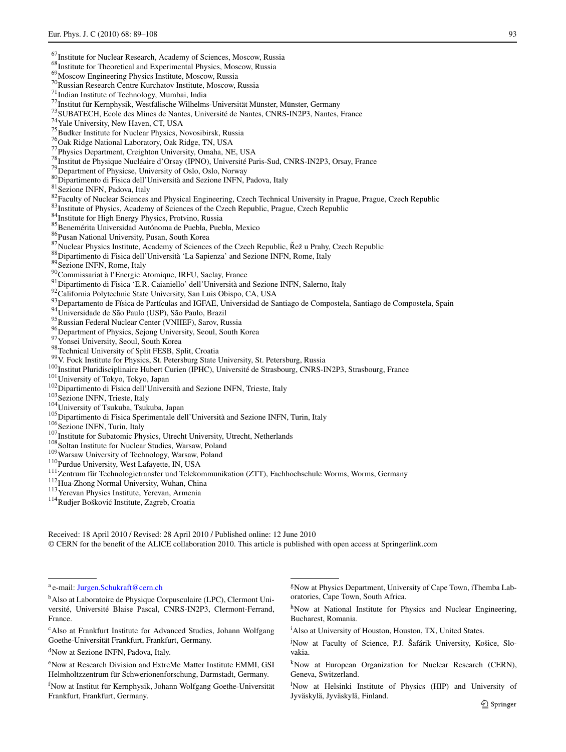[67] Institute for Nuclear Research, Academy of Sciences, Moscow, Russia
[68] Institute for Theoretical and Experimental Physics, Moscow, Russia
[69] Moscow Engineering Physics Institute, Moscow, Russia
[70] Russian Research Centre Kurchatov Institute, Moscow, Russia
[71] Indian Institute of Technology, Mumbai, India
[72] Institut für Kernphysik, Westfälische Wilhelms-Universität Münster, Münster, Germany
[73] SUBATECH, Ecole des Mines de Nantes, Université de Nantes, CNRS-IN2P3, Nantes, France
[74] Yale University, New Haven, CT, USA
[75] Budker Institute for Nuclear Physics, Novosibirsk, Russia
[76] Oak Ridge National Laboratory, Oak Ridge, TN, USA
[77] Physics Department, Creighton University, Omaha, NE, USA
[78] Institut de Physique Nucléaire d'Orsay (IPNO), Université Paris-Sud, CNRS-IN2P3, Orsay, France
[79] Department of Physicse, University of Oslo, Oslo, Norway
[80] Dipartimento di Fisica dell'Università and Sezione INFN, Padova, Italy
[81] Sezione INFN, Padova, Italy
[82] Faculty of Nuclear Sciences and Physical Engineering, Czech Technical University in Prague, Prague, Czech Republic
[83] Institute of Physics, Academy of Sciences of the Czech Republic, Prague, Czech Republic
[84] Institute for High Energy Physics, Protvino, Russia
[85] Benemérita Universidad Autónoma de Puebla, Puebla, Mexico
[86] Pusan National University, Pusan, South Korea
[87] Nuclear Physics Institute, Academy of Sciences of the Czech Republic, Řež u Prahy, Czech Republic
[88] Dipartimento di Fisica dell'Università 'La Sapienza' and Sezione INFN, Rome, Italy
[89] Sezione INFN, Rome, Italy
[90] Commissariat à l'Energie Atomique, IRFU, Saclay, France
[91] Dipartimento di Fisica 'E.R. Caianiello' dell'Università and Sezione INFN, Salerno, Italy
[92] California Polytechnic State University, San Luis Obispo, CA, USA
[93] Departamento de Física de Partículas and IGFAE, Universidad de Santiago de Compostela, Santiago de Compostela, Spain
[94] Universidade de São Paulo (USP), São Paulo, Brazil
[95] Russian Federal Nuclear Center (VNIIEF), Sarov, Russia
[96] Department of Physics, Sejong University, Seoul, South Korea
[97] Yonsei University, Seoul, South Korea
[98] Technical University of Split FESB, Split, Croatia
[99] V. Fock Institute for Physics, St. Petersburg State University, St. Petersburg, Russia
[100] Institut Pluridisciplinaire Hubert Curien (IPHC), Université de Strasbourg, CNRS-IN2P3, Strasbourg, France
[101] University of Tokyo, Tokyo, Japan
[102] Dipartimento di Fisica dell'Università and Sezione INFN, Trieste, Italy
[103] Sezione INFN, Trieste, Italy
[104] University of Tsukuba, Tsukuba, Japan
[105] Dipartimento di Fisica Sperimentale dell'Università and Sezione INFN, Turin, Italy
[106] Sezione INFN, Turin, Italy
[107] Institute for Subatomic Physics, Utrecht University, Utrecht, Netherlands
[108] Soltan Institute for Nuclear Studies, Warsaw, Poland
[109] Warsaw University of Technology, Warsaw, Poland
[110] Purdue University, West Lafayette, IN, USA
[111] Zentrum für Technologietransfer und Telekommunikation (ZTT), Fachhochschule Worms, Worms, Germany
[112] Hua-Zhong Normal University, Wuhan, China
[113] Yerevan Physics Institute, Yerevan, Armenia
[114] Rudjer Bošković Institute, Zagreb, Croatia

Received: 18 April 2010 / Revised: 28 April 2010 / Published online: 12 June 2010
© CERN for the benefit of the ALICE collaboration 2010. This article is published with open access at Springerlink.com

---

[a] e-mail: Jurgen.Schukraft@cern.ch

[b] Also at Laboratoire de Physique Corpusculaire (LPC), Clermont Université, Université Blaise Pascal, CNRS-IN2P3, Clermont-Ferrand, France.

[c] Also at Frankfurt Institute for Advanced Studies, Johann Wolfgang Goethe-Universität Frankfurt, Frankfurt, Germany.

[d] Now at Sezione INFN, Padova, Italy.

[e] Now at Research Division and ExtreMe Matter Institute EMMI, GSI Helmholtzzentrum für Schwerionenforschung, Darmstadt, Germany.

[f] Now at Institut für Kernphysik, Johann Wolfgang Goethe-Universität Frankfurt, Frankfurt, Germany.

[g] Now at Physics Department, University of Cape Town, iThemba Laboratories, Cape Town, South Africa.

[h] Now at National Institute for Physics and Nuclear Engineering, Bucharest, Romania.

[i] Also at University of Houston, Houston, TX, United States.

[j] Now at Faculty of Science, P.J. Šafárik University, Košice, Slovakia.

[k] Now at European Organization for Nuclear Research (CERN), Geneva, Switzerland.

[l] Now at Helsinki Institute of Physics (HIP) and University of Jyväskylä, Jyväskylä, Finland.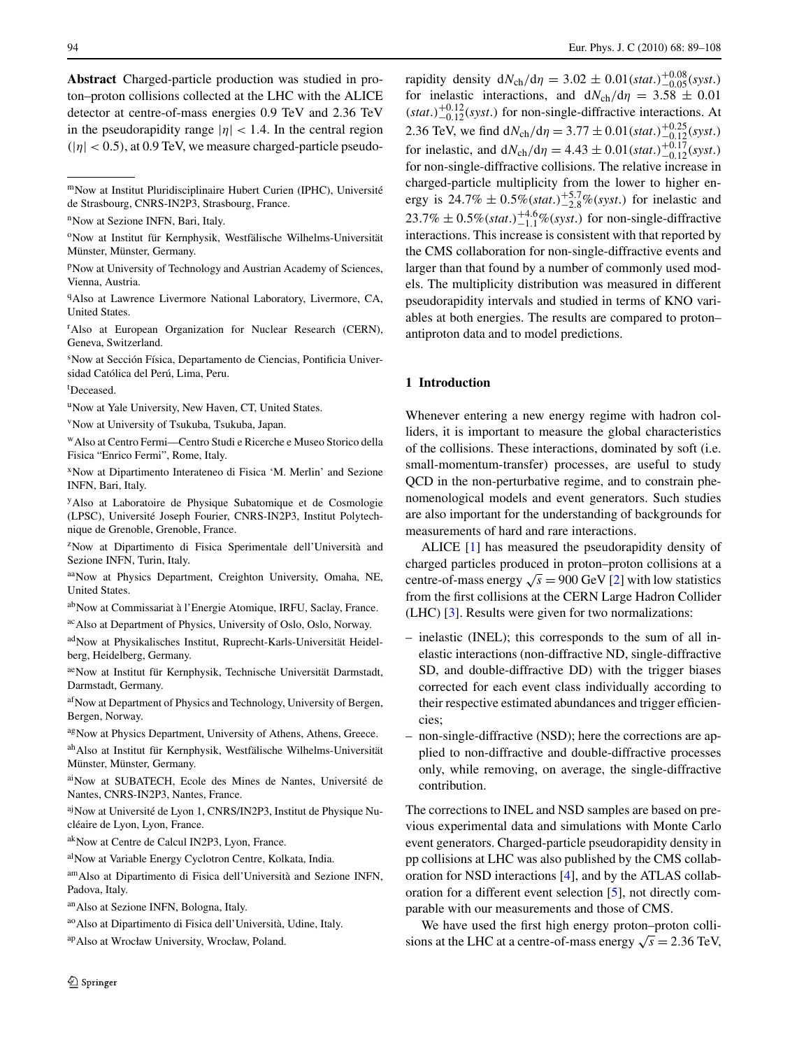**Abstract** Charged-particle production was studied in proton–proton collisions collected at the LHC with the ALICE detector at centre-of-mass energies 0.9 TeV and 2.36 TeV in the pseudorapidity range $|\eta| < 1.4$. In the central region ($|\eta| < 0.5$), at 0.9 TeV, we measure charged-particle pseudorapidity density $\mathrm{d}N_{\mathrm{ch}}/\mathrm{d}\eta = 3.02 \pm 0.01(stat.)^{+0.08}_{-0.05}(syst.)$ for inelastic interactions, and $\mathrm{d}N_{\mathrm{ch}}/\mathrm{d}\eta = 3.58 \pm 0.01(stat.)^{+0.12}_{-0.12}(syst.)$ for non-single-diffractive interactions. At 2.36 TeV, we find $\mathrm{d}N_{\mathrm{ch}}/\mathrm{d}\eta = 3.77 \pm 0.01(stat.)^{+0.25}_{-0.12}(syst.)$ for inelastic, and $\mathrm{d}N_{\mathrm{ch}}/\mathrm{d}\eta = 4.43 \pm 0.01(stat.)^{+0.17}_{-0.12}(syst.)$ for non-single-diffractive collisions. The relative increase in charged-particle multiplicity from the lower to higher energy is $24.7\% \pm 0.5\%(stat.)^{+5.7}_{-2.8}\%(syst.)$ for inelastic and $23.7\% \pm 0.5\%(stat.)^{+4.6}_{-1.1}\%(syst.)$ for non-single-diffractive interactions. This increase is consistent with that reported by the CMS collaboration for non-single-diffractive events and larger than that found by a number of commonly used models. The multiplicity distribution was measured in different pseudorapidity intervals and studied in terms of KNO variables at both energies. The results are compared to proton–antiproton data and to model predictions.

[m]Now at Institut Pluridisciplinaire Hubert Curien (IPHC), Université de Strasbourg, CNRS-IN2P3, Strasbourg, France.

[n]Now at Sezione INFN, Bari, Italy.

[o]Now at Institut für Kernphysik, Westfälische Wilhelms-Universität Münster, Münster, Germany.

[p]Now at University of Technology and Austrian Academy of Sciences, Vienna, Austria.

[q]Also at Lawrence Livermore National Laboratory, Livermore, CA, United States.

[r]Also at European Organization for Nuclear Research (CERN), Geneva, Switzerland.

[s]Now at Sección Física, Departamento de Ciencias, Pontificia Universidad Católica del Perú, Lima, Peru.

[t]Deceased.

[u]Now at Yale University, New Haven, CT, United States.

[v]Now at University of Tsukuba, Tsukuba, Japan.

[w]Also at Centro Fermi—Centro Studi e Ricerche e Museo Storico della Fisica "Enrico Fermi", Rome, Italy.

[x]Now at Dipartimento Interateneo di Fisica 'M. Merlin' and Sezione INFN, Bari, Italy.

[y]Also at Laboratoire de Physique Subatomique et de Cosmologie (LPSC), Université Joseph Fourier, CNRS-IN2P3, Institut Polytechnique de Grenoble, Grenoble, France.

[z]Now at Dipartimento di Fisica Sperimentale dell'Università and Sezione INFN, Turin, Italy.

[aa]Now at Physics Department, Creighton University, Omaha, NE, United States.

[ab]Now at Commissariat à l'Energie Atomique, IRFU, Saclay, France.

[ac]Also at Department of Physics, University of Oslo, Oslo, Norway.

[ad]Now at Physikalisches Institut, Ruprecht-Karls-Universität Heidelberg, Heidelberg, Germany.

[ae]Now at Institut für Kernphysik, Technische Universität Darmstadt, Darmstadt, Germany.

[af]Now at Department of Physics and Technology, University of Bergen, Bergen, Norway.

[ag]Now at Physics Department, University of Athens, Athens, Greece.

[ah]Also at Institut für Kernphysik, Westfälische Wilhelms-Universität Münster, Münster, Germany.

[ai]Now at SUBATECH, Ecole des Mines de Nantes, Université de Nantes, CNRS-IN2P3, Nantes, France.

[aj]Now at Université de Lyon 1, CNRS/IN2P3, Institut de Physique Nucléaire de Lyon, Lyon, France.

[ak]Now at Centre de Calcul IN2P3, Lyon, France.

[al]Now at Variable Energy Cyclotron Centre, Kolkata, India.

[am]Also at Dipartimento di Fisica dell'Università and Sezione INFN, Padova, Italy.

[an]Also at Sezione INFN, Bologna, Italy.

[ao]Also at Dipartimento di Fisica dell'Università, Udine, Italy.

[ap]Also at Wrocław University, Wrocław, Poland.

## 1 Introduction

Whenever entering a new energy regime with hadron colliders, it is important to measure the global characteristics of the collisions. These interactions, dominated by soft (i.e. small-momentum-transfer) processes, are useful to study QCD in the non-perturbative regime, and to constrain phenomenological models and event generators. Such studies are also important for the understanding of backgrounds for measurements of hard and rare interactions.

ALICE [1] has measured the pseudorapidity density of charged particles produced in proton–proton collisions at a centre-of-mass energy $\sqrt{s} = 900$ GeV [2] with low statistics from the first collisions at the CERN Large Hadron Collider (LHC) [3]. Results were given for two normalizations:

- inelastic (INEL); this corresponds to the sum of all inelastic interactions (non-diffractive ND, single-diffractive SD, and double-diffractive DD) with the trigger biases corrected for each event class individually according to their respective estimated abundances and trigger efficiencies;
- non-single-diffractive (NSD); here the corrections are applied to non-diffractive and double-diffractive processes only, while removing, on average, the single-diffractive contribution.

The corrections to INEL and NSD samples are based on previous experimental data and simulations with Monte Carlo event generators. Charged-particle pseudorapidity density in pp collisions at LHC was also published by the CMS collaboration for NSD interactions [4], and by the ATLAS collaboration for a different event selection [5], not directly comparable with our measurements and those of CMS.

We have used the first high energy proton–proton collisions at the LHC at a centre-of-mass energy $\sqrt{s} = 2.36$ TeV,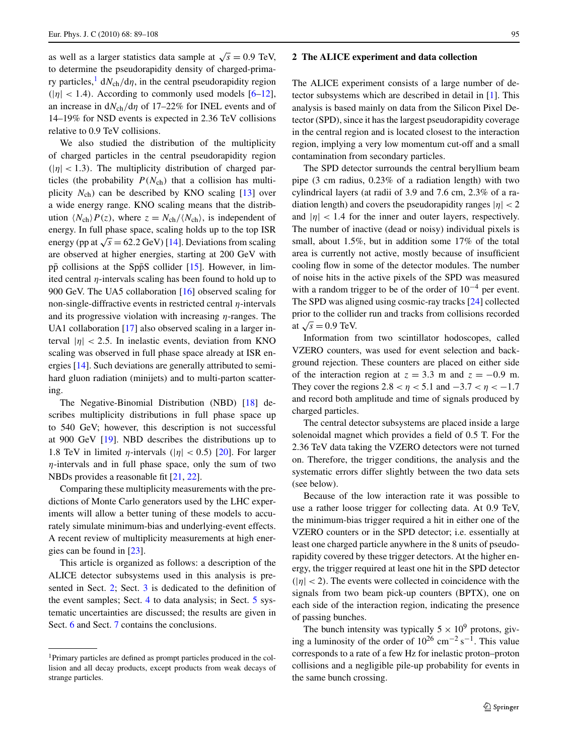as well as a larger statistics data sample at $\sqrt{s} = 0.9$ TeV, to determine the pseudorapidity density of charged-primary particles,[1] $\mathrm{d}N_{\mathrm{ch}}/\mathrm{d}\eta$, in the central pseudorapidity region ($|\eta| < 1.4$). According to commonly used models [6–12], an increase in $\mathrm{d}N_{\mathrm{ch}}/\mathrm{d}\eta$ of 17–22% for INEL events and of 14–19% for NSD events is expected in 2.36 TeV collisions relative to 0.9 TeV collisions.

We also studied the distribution of the multiplicity of charged particles in the central pseudorapidity region ($|\eta| < 1.3$). The multiplicity distribution of charged particles (the probability $P(N_{\mathrm{ch}})$ that a collision has multiplicity $N_{\mathrm{ch}}$) can be described by KNO scaling [13] over a wide energy range. KNO scaling means that the distribution $\langle N_{\mathrm{ch}}\rangle P(z)$, where $z = N_{\mathrm{ch}}/\langle N_{\mathrm{ch}}\rangle$, is independent of energy. In full phase space, scaling holds up to the top ISR energy (pp at $\sqrt{s} = 62.2$ GeV) [14]. Deviations from scaling are observed at higher energies, starting at 200 GeV with $\mathrm{p\bar{p}}$ collisions at the $\mathrm{Sp\bar{p}S}$ collider [15]. However, in limited central $\eta$-intervals scaling has been found to hold up to 900 GeV. The UA5 collaboration [16] observed scaling for non-single-diffractive events in restricted central $\eta$-intervals and its progressive violation with increasing $\eta$-ranges. The UA1 collaboration [17] also observed scaling in a larger interval $|\eta| < 2.5$. In inelastic events, deviation from KNO scaling was observed in full phase space already at ISR energies [14]. Such deviations are generally attributed to semi-hard gluon radiation (minijets) and to multi-parton scattering.

The Negative-Binomial Distribution (NBD) [18] describes multiplicity distributions in full phase space up to 540 GeV; however, this description is not successful at 900 GeV [19]. NBD describes the distributions up to 1.8 TeV in limited $\eta$-intervals ($|\eta| < 0.5$) [20]. For larger $\eta$-intervals and in full phase space, only the sum of two NBDs provides a reasonable fit [21, 22].

Comparing these multiplicity measurements with the predictions of Monte Carlo generators used by the LHC experiments will allow a better tuning of these models to accurately simulate minimum-bias and underlying-event effects. A recent review of multiplicity measurements at high energies can be found in [23].

This article is organized as follows: a description of the ALICE detector subsystems used in this analysis is presented in Sect. 2; Sect. 3 is dedicated to the definition of the event samples; Sect. 4 to data analysis; in Sect. 5 systematic uncertainties are discussed; the results are given in Sect. 6 and Sect. 7 contains the conclusions.

[1] Primary particles are defined as prompt particles produced in the collision and all decay products, except products from weak decays of strange particles.

## 2 The ALICE experiment and data collection

The ALICE experiment consists of a large number of detector subsystems which are described in detail in [1]. This analysis is based mainly on data from the Silicon Pixel Detector (SPD), since it has the largest pseudorapidity coverage in the central region and is located closest to the interaction region, implying a very low momentum cut-off and a small contamination from secondary particles.

The SPD detector surrounds the central beryllium beam pipe (3 cm radius, 0.23% of a radiation length) with two cylindrical layers (at radii of 3.9 and 7.6 cm, 2.3% of a radiation length) and covers the pseudorapidity ranges $|\eta| < 2$ and $|\eta| < 1.4$ for the inner and outer layers, respectively. The number of inactive (dead or noisy) individual pixels is small, about 1.5%, but in addition some 17% of the total area is currently not active, mostly because of insufficient cooling flow in some of the detector modules. The number of noise hits in the active pixels of the SPD was measured with a random trigger to be of the order of $10^{-4}$ per event. The SPD was aligned using cosmic-ray tracks [24] collected prior to the collider run and tracks from collisions recorded at $\sqrt{s} = 0.9$ TeV.

Information from two scintillator hodoscopes, called VZERO counters, was used for event selection and background rejection. These counters are placed on either side of the interaction region at $z = 3.3$ m and $z = -0.9$ m. They cover the regions $2.8 < \eta < 5.1$ and $-3.7 < \eta < -1.7$ and record both amplitude and time of signals produced by charged particles.

The central detector subsystems are placed inside a large solenoidal magnet which provides a field of 0.5 T. For the 2.36 TeV data taking the VZERO detectors were not turned on. Therefore, the trigger conditions, the analysis and the systematic errors differ slightly between the two data sets (see below).

Because of the low interaction rate it was possible to use a rather loose trigger for collecting data. At 0.9 TeV, the minimum-bias trigger required a hit in either one of the VZERO counters or in the SPD detector; i.e. essentially at least one charged particle anywhere in the 8 units of pseudorapidity covered by these trigger detectors. At the higher energy, the trigger required at least one hit in the SPD detector ($|\eta| < 2$). The events were collected in coincidence with the signals from two beam pick-up counters (BPTX), one on each side of the interaction region, indicating the presence of passing bunches.

The bunch intensity was typically $5 \times 10^9$ protons, giving a luminosity of the order of $10^{26}$ cm$^{-2}$ s$^{-1}$. This value corresponds to a rate of a few Hz for inelastic proton–proton collisions and a negligible pile-up probability for events in the same bunch crossing.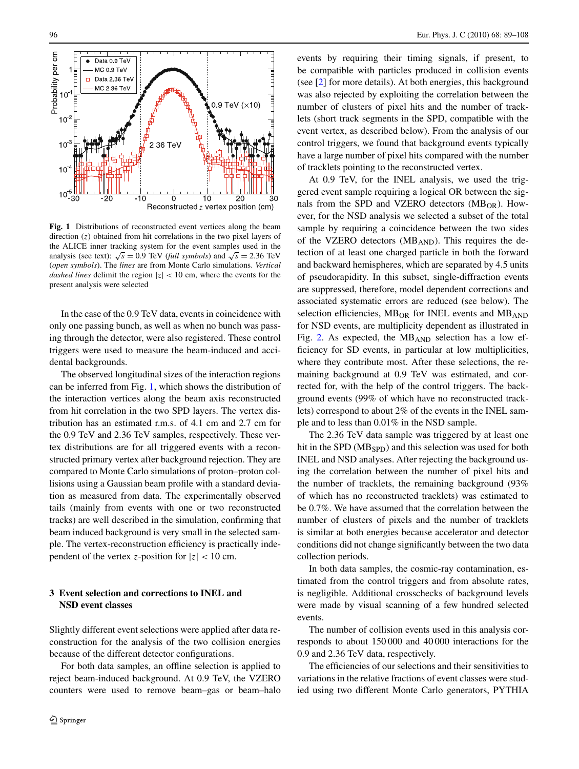**Fig. 1** Distributions of reconstructed event vertices along the beam direction ($z$) obtained from hit correlations in the two pixel layers of the ALICE inner tracking system for the event samples used in the analysis (see text): $\sqrt{s} = 0.9$ TeV (*full symbols*) and $\sqrt{s} = 2.36$ TeV (*open symbols*). The *lines* are from Monte Carlo simulations. *Vertical dashed lines* delimit the region $|z| < 10$ cm, where the events for the present analysis were selected

In the case of the 0.9 TeV data, events in coincidence with only one passing bunch, as well as when no bunch was passing through the detector, were also registered. These control triggers were used to measure the beam-induced and accidental backgrounds.

The observed longitudinal sizes of the interaction regions can be inferred from Fig. 1, which shows the distribution of the interaction vertices along the beam axis reconstructed from hit correlation in the two SPD layers. The vertex distribution has an estimated r.m.s. of 4.1 cm and 2.7 cm for the 0.9 TeV and 2.36 TeV samples, respectively. These vertex distributions are for all triggered events with a reconstructed primary vertex after background rejection. They are compared to Monte Carlo simulations of proton–proton collisions using a Gaussian beam profile with a standard deviation as measured from data. The experimentally observed tails (mainly from events with one or two reconstructed tracks) are well described in the simulation, confirming that beam induced background is very small in the selected sample. The vertex-reconstruction efficiency is practically independent of the vertex $z$-position for $|z| < 10$ cm.

## 3 Event selection and corrections to INEL and NSD event classes

Slightly different event selections were applied after data reconstruction for the analysis of the two collision energies because of the different detector configurations.

For both data samples, an offline selection is applied to reject beam-induced background. At 0.9 TeV, the VZERO counters were used to remove beam–gas or beam–halo events by requiring their timing signals, if present, to be compatible with particles produced in collision events (see [2] for more details). At both energies, this background was also rejected by exploiting the correlation between the number of clusters of pixel hits and the number of tracklets (short track segments in the SPD, compatible with the event vertex, as described below). From the analysis of our control triggers, we found that background events typically have a large number of pixel hits compared with the number of tracklets pointing to the reconstructed vertex.

At 0.9 TeV, for the INEL analysis, we used the triggered event sample requiring a logical OR between the signals from the SPD and VZERO detectors ($\text{MB}_{\text{OR}}$). However, for the NSD analysis we selected a subset of the total sample by requiring a coincidence between the two sides of the VZERO detectors ($\text{MB}_{\text{AND}}$). This requires the detection of at least one charged particle in both the forward and backward hemispheres, which are separated by 4.5 units of pseudorapidity. In this subset, single-diffraction events are suppressed, therefore, model dependent corrections and associated systematic errors are reduced (see below). The selection efficiencies, $\text{MB}_{\text{OR}}$ for INEL events and $\text{MB}_{\text{AND}}$ for NSD events, are multiplicity dependent as illustrated in Fig. 2. As expected, the $\text{MB}_{\text{AND}}$ selection has a low efficiency for SD events, in particular at low multiplicities, where they contribute most. After these selections, the remaining background at 0.9 TeV was estimated, and corrected for, with the help of the control triggers. The background events (99% of which have no reconstructed tracklets) correspond to about 2% of the events in the INEL sample and to less than 0.01% in the NSD sample.

The 2.36 TeV data sample was triggered by at least one hit in the SPD ($\text{MB}_{\text{SPD}}$) and this selection was used for both INEL and NSD analyses. After rejecting the background using the correlation between the number of pixel hits and the number of tracklets, the remaining background (93% of which has no reconstructed tracklets) was estimated to be 0.7%. We have assumed that the correlation between the number of clusters of pixels and the number of tracklets is similar at both energies because accelerator and detector conditions did not change significantly between the two data collection periods.

In both data samples, the cosmic-ray contamination, estimated from the control triggers and from absolute rates, is negligible. Additional crosschecks of background levels were made by visual scanning of a few hundred selected events.

The number of collision events used in this analysis corresponds to about 150 000 and 40 000 interactions for the 0.9 and 2.36 TeV data, respectively.

The efficiencies of our selections and their sensitivities to variations in the relative fractions of event classes were studied using two different Monte Carlo generators, PYTHIA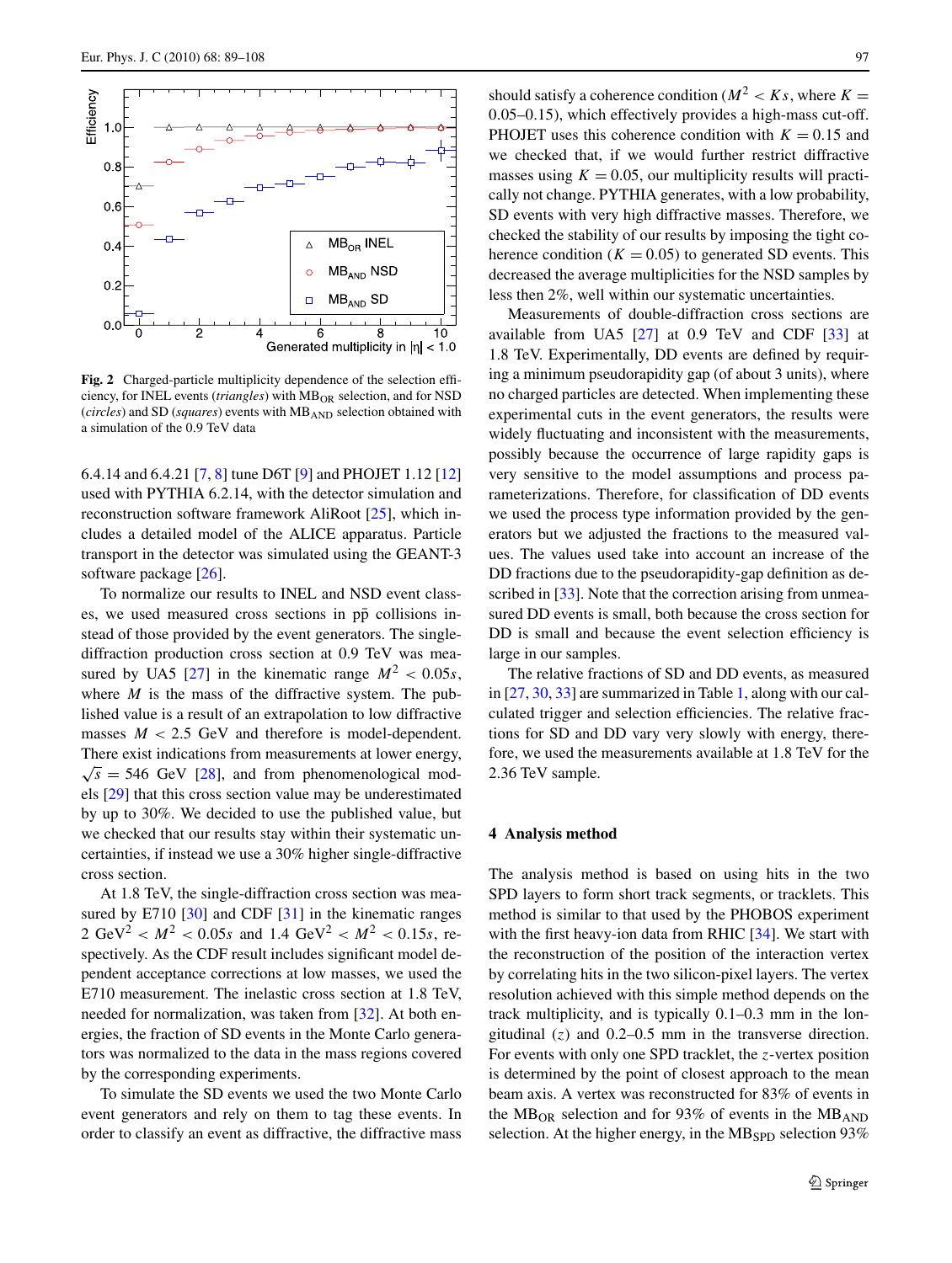Fig. 2 Charged-particle multiplicity dependence of the selection efficiency, for INEL events (*triangles*) with $MB_{OR}$ selection, and for NSD (*circles*) and SD (*squares*) events with $MB_{AND}$ selection obtained with a simulation of the 0.9 TeV data

6.4.14 and 6.4.21 [7, 8] tune D6T [9] and PHOJET 1.12 [12] used with PYTHIA 6.2.14, with the detector simulation and reconstruction software framework AliRoot [25], which includes a detailed model of the ALICE apparatus. Particle transport in the detector was simulated using the GEANT-3 software package [26].

To normalize our results to INEL and NSD event classes, we used measured cross sections in $p\bar{p}$ collisions instead of those provided by the event generators. The single-diffraction production cross section at 0.9 TeV was measured by UA5 [27] in the kinematic range $M^2 < 0.05s$, where $M$ is the mass of the diffractive system. The published value is a result of an extrapolation to low diffractive masses $M < 2.5$ GeV and therefore is model-dependent. There exist indications from measurements at lower energy, $\sqrt{s} = 546$ GeV [28], and from phenomenological models [29] that this cross section value may be underestimated by up to 30%. We decided to use the published value, but we checked that our results stay within their systematic uncertainties, if instead we use a 30% higher single-diffractive cross section.

At 1.8 TeV, the single-diffraction cross section was measured by E710 [30] and CDF [31] in the kinematic ranges 2 $\text{GeV}^2 < M^2 < 0.05s$ and 1.4 $\text{GeV}^2 < M^2 < 0.15s$, respectively. As the CDF result includes significant model dependent acceptance corrections at low masses, we used the E710 measurement. The inelastic cross section at 1.8 TeV, needed for normalization, was taken from [32]. At both energies, the fraction of SD events in the Monte Carlo generators was normalized to the data in the mass regions covered by the corresponding experiments.

To simulate the SD events we used the two Monte Carlo event generators and rely on them to tag these events. In order to classify an event as diffractive, the diffractive mass should satisfy a coherence condition ($M^2 < Ks$, where $K =$ 0.05–0.15), which effectively provides a high-mass cut-off. PHOJET uses this coherence condition with $K = 0.15$ and we checked that, if we would further restrict diffractive masses using $K = 0.05$, our multiplicity results will practically not change. PYTHIA generates, with a low probability, SD events with very high diffractive masses. Therefore, we checked the stability of our results by imposing the tight coherence condition ($K = 0.05$) to generated SD events. This decreased the average multiplicities for the NSD samples by less then 2%, well within our systematic uncertainties.

Measurements of double-diffraction cross sections are available from UA5 [27] at 0.9 TeV and CDF [33] at 1.8 TeV. Experimentally, DD events are defined by requiring a minimum pseudorapidity gap (of about 3 units), where no charged particles are detected. When implementing these experimental cuts in the event generators, the results were widely fluctuating and inconsistent with the measurements, possibly because the occurrence of large rapidity gaps is very sensitive to the model assumptions and process parameterizations. Therefore, for classification of DD events we used the process type information provided by the generators but we adjusted the fractions to the measured values. The values used take into account an increase of the DD fractions due to the pseudorapidity-gap definition as described in [33]. Note that the correction arising from unmeasured DD events is small, both because the cross section for DD is small and because the event selection efficiency is large in our samples.

The relative fractions of SD and DD events, as measured in [27, 30, 33] are summarized in Table 1, along with our calculated trigger and selection efficiencies. The relative fractions for SD and DD vary very slowly with energy, therefore, we used the measurements available at 1.8 TeV for the 2.36 TeV sample.

## 4 Analysis method

The analysis method is based on using hits in the two SPD layers to form short track segments, or tracklets. This method is similar to that used by the PHOBOS experiment with the first heavy-ion data from RHIC [34]. We start with the reconstruction of the position of the interaction vertex by correlating hits in the two silicon-pixel layers. The vertex resolution achieved with this simple method depends on the track multiplicity, and is typically 0.1–0.3 mm in the longitudinal ($z$) and 0.2–0.5 mm in the transverse direction. For events with only one SPD tracklet, the $z$-vertex position is determined by the point of closest approach to the mean beam axis. A vertex was reconstructed for 83% of events in the $MB_{OR}$ selection and for 93% of events in the $MB_{AND}$ selection. At the higher energy, in the $MB_{SPD}$ selection 93%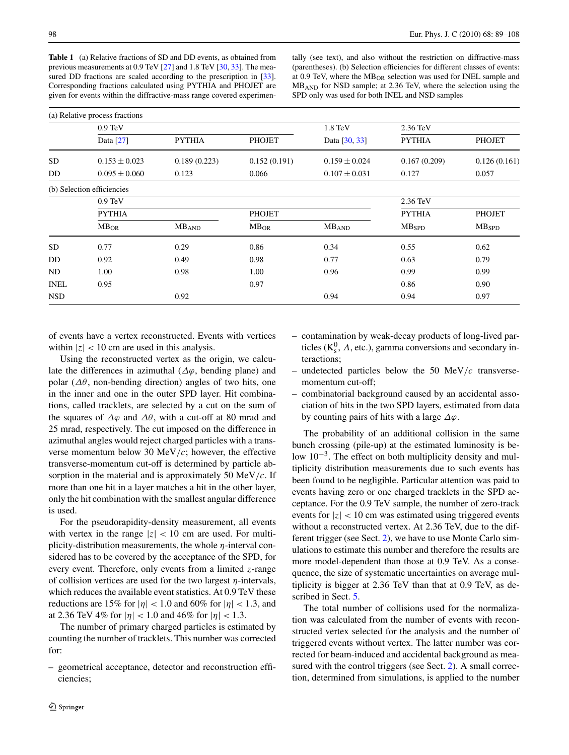**Table 1** (a) Relative fractions of SD and DD events, as obtained from previous measurements at 0.9 TeV [27] and 1.8 TeV [30, 33]. The measured DD fractions are scaled according to the prescription in [33]. Corresponding fractions calculated using PYTHIA and PHOJET are given for events within the diffractive-mass range covered experimentally (see text), and also without the restriction on diffractive-mass (parentheses). (b) Selection efficiencies for different classes of events: at 0.9 TeV, where the $MB_{OR}$ selection was used for INEL sample and $MB_{AND}$ for NSD sample; at 2.36 TeV, where the selection using the SPD only was used for both INEL and NSD samples

(a) Relative process fractions

| | 0.9 TeV | | | 1.8 TeV | 2.36 TeV | |
|---|---|---|---|---|---|---|
| | Data [27] | PYTHIA | PHOJET | Data [30, 33] | PYTHIA | PHOJET |
| SD | $0.153 \pm 0.023$ | 0.189 (0.223) | 0.152 (0.191) | $0.159 \pm 0.024$ | 0.167 (0.209) | 0.126 (0.161) |
| DD | $0.095 \pm 0.060$ | 0.123 | 0.066 | $0.107 \pm 0.031$ | 0.127 | 0.057 |

(b) Selection efficiencies

| | 0.9 TeV | | | | 2.36 TeV | |
|---|---|---|---|---|---|---|
| | PYTHIA | | PHOJET | | PYTHIA | PHOJET |
| | $MB_{OR}$ | $MB_{AND}$ | $MB_{OR}$ | $MB_{AND}$ | $MB_{SPD}$ | $MB_{SPD}$ |
| SD | 0.77 | 0.29 | 0.86 | 0.34 | 0.55 | 0.62 |
| DD | 0.92 | 0.49 | 0.98 | 0.77 | 0.63 | 0.79 |
| ND | 1.00 | 0.98 | 1.00 | 0.96 | 0.99 | 0.99 |
| INEL | 0.95 | | 0.97 | | 0.86 | 0.90 |
| NSD | | 0.92 | | 0.94 | 0.94 | 0.97 |

of events have a vertex reconstructed. Events with vertices within $|z| < 10$ cm are used in this analysis.

Using the reconstructed vertex as the origin, we calculate the differences in azimuthal ($\Delta\varphi$, bending plane) and polar ($\Delta\theta$, non-bending direction) angles of two hits, one in the inner and one in the outer SPD layer. Hit combinations, called tracklets, are selected by a cut on the sum of the squares of $\Delta\varphi$ and $\Delta\theta$, with a cut-off at 80 mrad and 25 mrad, respectively. The cut imposed on the difference in azimuthal angles would reject charged particles with a transverse momentum below 30 MeV/$c$; however, the effective transverse-momentum cut-off is determined by particle absorption in the material and is approximately 50 MeV/$c$. If more than one hit in a layer matches a hit in the other layer, only the hit combination with the smallest angular difference is used.

For the pseudorapidity-density measurement, all events with vertex in the range $|z| < 10$ cm are used. For multiplicity-distribution measurements, the whole $\eta$-interval considered has to be covered by the acceptance of the SPD, for every event. Therefore, only events from a limited $z$-range of collision vertices are used for the two largest $\eta$-intervals, which reduces the available event statistics. At 0.9 TeV these reductions are 15% for $|\eta| < 1.0$ and 60% for $|\eta| < 1.3$, and at 2.36 TeV 4% for $|\eta| < 1.0$ and 46% for $|\eta| < 1.3$.

The number of primary charged particles is estimated by counting the number of tracklets. This number was corrected for:

- geometrical acceptance, detector and reconstruction efficiencies;
- contamination by weak-decay products of long-lived particles ($K^0_s$, $\Lambda$, etc.), gamma conversions and secondary interactions;
- undetected particles below the 50 MeV/$c$ transverse-momentum cut-off;
- combinatorial background caused by an accidental association of hits in the two SPD layers, estimated from data by counting pairs of hits with a large $\Delta\varphi$.

The probability of an additional collision in the same bunch crossing (pile-up) at the estimated luminosity is below $10^{-3}$. The effect on both multiplicity density and multiplicity distribution measurements due to such events has been found to be negligible. Particular attention was paid to events having zero or one charged tracklets in the SPD acceptance. For the 0.9 TeV sample, the number of zero-track events for $|z| < 10$ cm was estimated using triggered events without a reconstructed vertex. At 2.36 TeV, due to the different trigger (see Sect. 2), we have to use Monte Carlo simulations to estimate this number and therefore the results are more model-dependent than those at 0.9 TeV. As a consequence, the size of systematic uncertainties on average multiplicity is bigger at 2.36 TeV than that at 0.9 TeV, as described in Sect. 5.

The total number of collisions used for the normalization was calculated from the number of events with reconstructed vertex selected for the analysis and the number of triggered events without vertex. The latter number was corrected for beam-induced and accidental background as measured with the control triggers (see Sect. 2). A small correction, determined from simulations, is applied to the number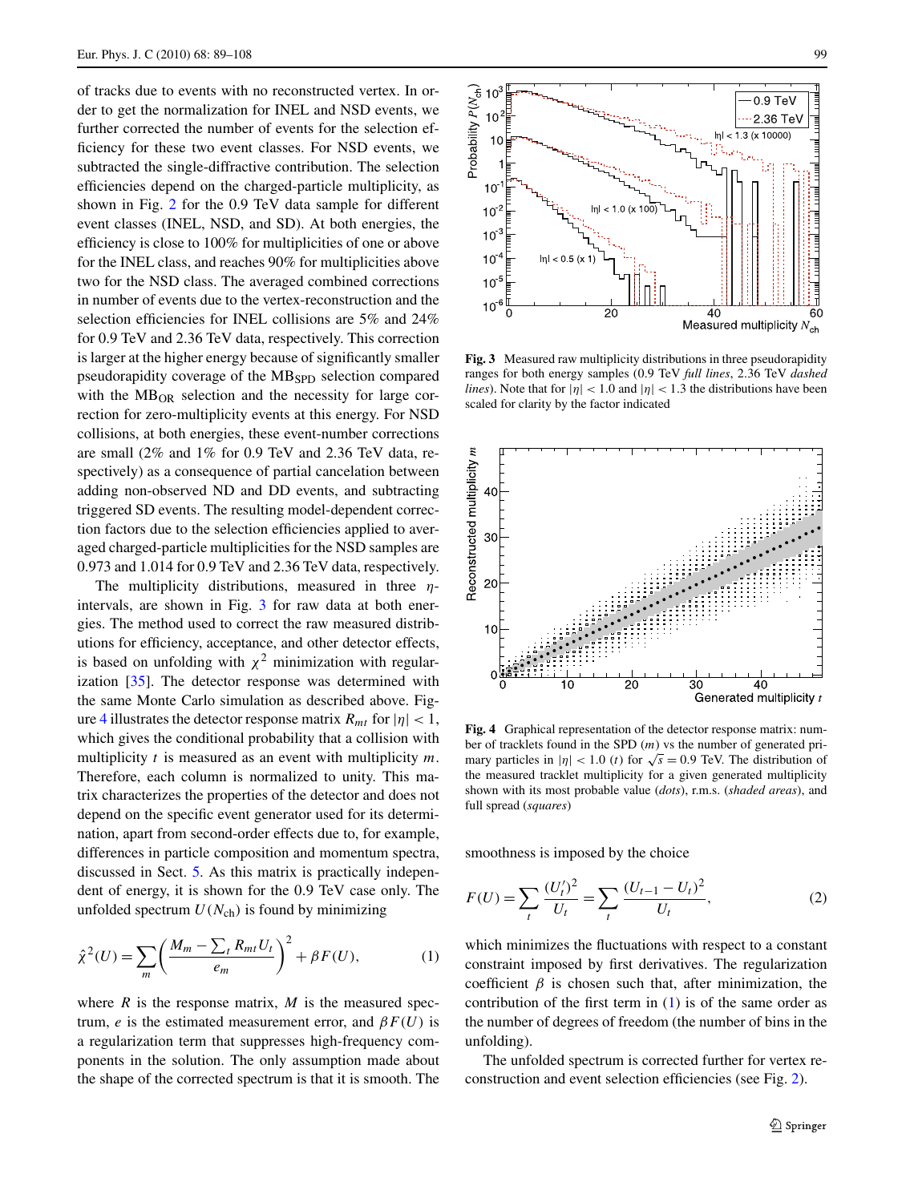of tracks due to events with no reconstructed vertex. In order to get the normalization for INEL and NSD events, we further corrected the number of events for the selection efficiency for these two event classes. For NSD events, we subtracted the single-diffractive contribution. The selection efficiencies depend on the charged-particle multiplicity, as shown in Fig. 2 for the 0.9 TeV data sample for different event classes (INEL, NSD, and SD). At both energies, the efficiency is close to 100% for multiplicities of one or above for the INEL class, and reaches 90% for multiplicities above two for the NSD class. The averaged combined corrections in number of events due to the vertex-reconstruction and the selection efficiencies for INEL collisions are 5% and 24% for 0.9 TeV and 2.36 TeV data, respectively. This correction is larger at the higher energy because of significantly smaller pseudorapidity coverage of the $\mathrm{MB_{SPD}}$ selection compared with the $\mathrm{MB_{OR}}$ selection and the necessity for large correction for zero-multiplicity events at this energy. For NSD collisions, at both energies, these event-number corrections are small (2% and 1% for 0.9 TeV and 2.36 TeV data, respectively) as a consequence of partial cancelation between adding non-observed ND and DD events, and subtracting triggered SD events. The resulting model-dependent correction factors due to the selection efficiencies applied to averaged charged-particle multiplicities for the NSD samples are 0.973 and 1.014 for 0.9 TeV and 2.36 TeV data, respectively.

The multiplicity distributions, measured in three $\eta$-intervals, are shown in Fig. 3 for raw data at both energies. The method used to correct the raw measured distributions for efficiency, acceptance, and other detector effects, is based on unfolding with $\chi^2$ minimization with regularization [35]. The detector response was determined with the same Monte Carlo simulation as described above. Figure 4 illustrates the detector response matrix $R_{mt}$ for $|\eta| < 1$, which gives the conditional probability that a collision with multiplicity $t$ is measured as an event with multiplicity $m$. Therefore, each column is normalized to unity. This matrix characterizes the properties of the detector and does not depend on the specific event generator used for its determination, apart from second-order effects due to, for example, differences in particle composition and momentum spectra, discussed in Sect. 5. As this matrix is practically independent of energy, it is shown for the 0.9 TeV case only. The unfolded spectrum $U(N_{\mathrm{ch}})$ is found by minimizing

$$\hat{\chi}^2(U) = \sum_m \left( \frac{M_m - \sum_t R_{mt} U_t}{e_m} \right)^2 + \beta F(U), \tag{1}$$

where $R$ is the response matrix, $M$ is the measured spectrum, $e$ is the estimated measurement error, and $\beta F(U)$ is a regularization term that suppresses high-frequency components in the solution. The only assumption made about the shape of the corrected spectrum is that it is smooth. The smoothness is imposed by the choice

$$F(U) = \sum_t \frac{(U_t')^2}{U_t} = \sum_t \frac{(U_{t-1} - U_t)^2}{U_t}, \tag{2}$$

which minimizes the fluctuations with respect to a constant constraint imposed by first derivatives. The regularization coefficient $\beta$ is chosen such that, after minimization, the contribution of the first term in (1) is of the same order as the number of degrees of freedom (the number of bins in the unfolding).

The unfolded spectrum is corrected further for vertex reconstruction and event selection efficiencies (see Fig. 2).

**Fig. 3** Measured raw multiplicity distributions in three pseudorapidity ranges for both energy samples (0.9 TeV *full lines*, 2.36 TeV *dashed lines*). Note that for $|\eta| < 1.0$ and $|\eta| < 1.3$ the distributions have been scaled for clarity by the factor indicated

**Fig. 4** Graphical representation of the detector response matrix: number of tracklets found in the SPD ($m$) vs the number of generated primary particles in $|\eta| < 1.0$ ($t$) for $\sqrt{s} = 0.9$ TeV. The distribution of the measured tracklet multiplicity for a given generated multiplicity shown with its most probable value (*dots*), r.m.s. (*shaded areas*), and full spread (*squares*)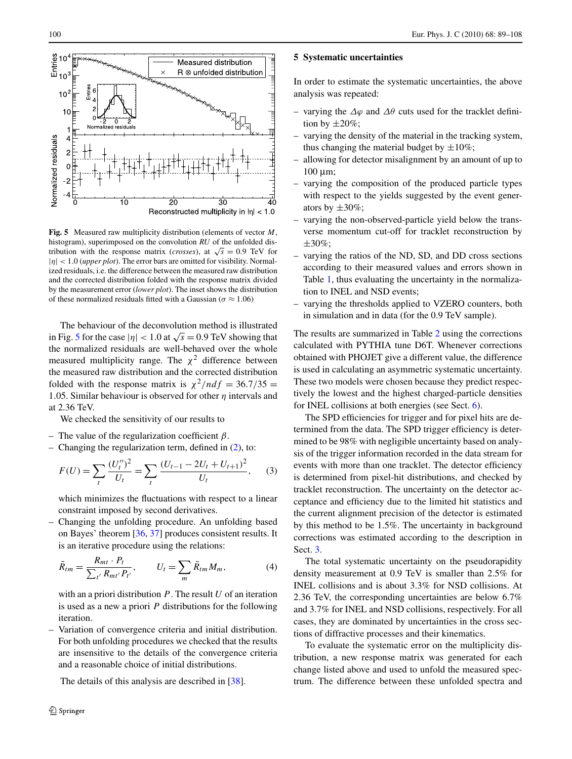**Fig. 5** Measured raw multiplicity distribution (elements of vector $M$, histogram), superimposed on the convolution $RU$ of the unfolded distribution with the response matrix (*crosses*), at $\sqrt{s} = 0.9$ TeV for $|\eta| < 1.0$ (*upper plot*). The error bars are omitted for visibility. Normalized residuals, i.e. the difference between the measured raw distribution and the corrected distribution folded with the response matrix divided by the measurement error (*lower plot*). The inset shows the distribution of these normalized residuals fitted with a Gaussian ($\sigma \approx 1.06$)

The behaviour of the deconvolution method is illustrated in Fig. 5 for the case $|\eta| < 1.0$ at $\sqrt{s} = 0.9$ TeV showing that the normalized residuals are well-behaved over the whole measured multiplicity range. The $\chi^2$ difference between the measured raw distribution and the corrected distribution folded with the response matrix is $\chi^2/ndf = 36.7/35 = 1.05$. Similar behaviour is observed for other $\eta$ intervals and at 2.36 TeV.

We checked the sensitivity of our results to

- The value of the regularization coefficient $\beta$.
- Changing the regularization term, defined in (2), to:

$$F(U) = \sum_t \frac{(U_t'')^2}{U_t} = \sum_t \frac{(U_{t-1} - 2U_t + U_{t+1})^2}{U_t}, \tag{3}$$

  which minimizes the fluctuations with respect to a linear constraint imposed by second derivatives.
- Changing the unfolding procedure. An unfolding based on Bayes' theorem [36, 37] produces consistent results. It is an iterative procedure using the relations:

$$\tilde{R}_{tm} = \frac{R_{mt} \cdot P_t}{\sum_{t'} R_{mt'} P_{t'}}, \qquad U_t = \sum_m \tilde{R}_{tm} M_m, \tag{4}$$

  with an a priori distribution $P$. The result $U$ of an iteration is used as a new a priori $P$ distributions for the following iteration.
- Variation of convergence criteria and initial distribution. For both unfolding procedures we checked that the results are insensitive to the details of the convergence criteria and a reasonable choice of initial distributions.

The details of this analysis are described in [38].

## 5 Systematic uncertainties

In order to estimate the systematic uncertainties, the above analysis was repeated:

- varying the $\Delta\varphi$ and $\Delta\theta$ cuts used for the tracklet definition by $\pm 20\%$;
- varying the density of the material in the tracking system, thus changing the material budget by $\pm 10\%$;
- allowing for detector misalignment by an amount of up to 100 µm;
- varying the composition of the produced particle types with respect to the yields suggested by the event generators by $\pm 30\%$;
- varying the non-observed-particle yield below the transverse momentum cut-off for tracklet reconstruction by $\pm 30\%$;
- varying the ratios of the ND, SD, and DD cross sections according to their measured values and errors shown in Table 1, thus evaluating the uncertainty in the normalization to INEL and NSD events;
- varying the thresholds applied to VZERO counters, both in simulation and in data (for the 0.9 TeV sample).

The results are summarized in Table 2 using the corrections calculated with PYTHIA tune D6T. Whenever corrections obtained with PHOJET give a different value, the difference is used in calculating an asymmetric systematic uncertainty. These two models were chosen because they predict respectively the lowest and the highest charged-particle densities for INEL collisions at both energies (see Sect. 6).

The SPD efficiencies for trigger and for pixel hits are determined from the data. The SPD trigger efficiency is determined to be 98% with negligible uncertainty based on analysis of the trigger information recorded in the data stream for events with more than one tracklet. The detector efficiency is determined from pixel-hit distributions, and checked by tracklet reconstruction. The uncertainty on the detector acceptance and efficiency due to the limited hit statistics and the current alignment precision of the detector is estimated by this method to be 1.5%. The uncertainty in background corrections was estimated according to the description in Sect. 3.

The total systematic uncertainty on the pseudorapidity density measurement at 0.9 TeV is smaller than 2.5% for INEL collisions and is about 3.3% for NSD collisions. At 2.36 TeV, the corresponding uncertainties are below 6.7% and 3.7% for INEL and NSD collisions, respectively. For all cases, they are dominated by uncertainties in the cross sections of diffractive processes and their kinematics.

To evaluate the systematic error on the multiplicity distribution, a new response matrix was generated for each change listed above and used to unfold the measured spectrum. The difference between these unfolded spectra and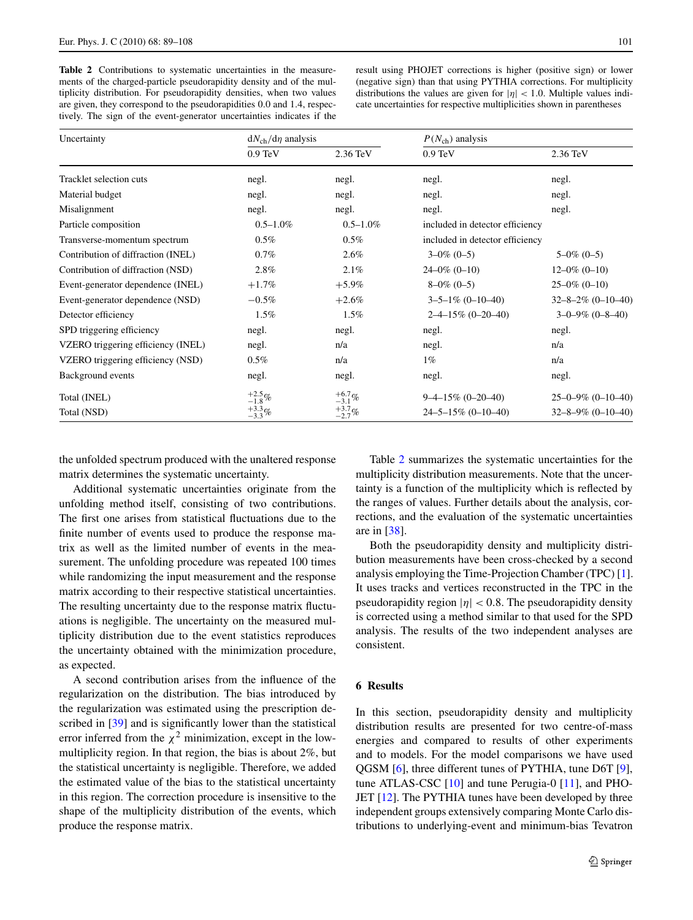**Table 2** Contributions to systematic uncertainties in the measurements of the charged-particle pseudorapidity density and of the multiplicity distribution. For pseudorapidity densities, when two values are given, they correspond to the pseudorapidities 0.0 and 1.4, respectively. The sign of the event-generator uncertainties indicates if the result using PHOJET corrections is higher (positive sign) or lower (negative sign) than that using PYTHIA corrections. For multiplicity distributions the values are given for $|\eta| < 1.0$. Multiple values indicate uncertainties for respective multiplicities shown in parentheses

| Uncertainty | $dN_{ch}/d\eta$ analysis | | $P(N_{ch})$ analysis | |
|---|---|---|---|---|
| | 0.9 TeV | 2.36 TeV | 0.9 TeV | 2.36 TeV |
| Tracklet selection cuts | negl. | negl. | negl. | negl. |
| Material budget | negl. | negl. | negl. | negl. |
| Misalignment | negl. | negl. | negl. | negl. |
| Particle composition | 0.5–1.0% | 0.5–1.0% | included in detector efficiency | |
| Transverse-momentum spectrum | 0.5% | 0.5% | included in detector efficiency | |
| Contribution of diffraction (INEL) | 0.7% | 2.6% | 3–0% (0–5) | 5–0% (0–5) |
| Contribution of diffraction (NSD) | 2.8% | 2.1% | 24–0% (0–10) | 12–0% (0–10) |
| Event-generator dependence (INEL) | +1.7% | +5.9% | 8–0% (0–5) | 25–0% (0–10) |
| Event-generator dependence (NSD) | −0.5% | +2.6% | 3–5–1% (0–10–40) | 32–8–2% (0–10–40) |
| Detector efficiency | 1.5% | 1.5% | 2–4–15% (0–20–40) | 3–0–9% (0–8–40) |
| SPD triggering efficiency | negl. | negl. | negl. | negl. |
| VZERO triggering efficiency (INEL) | negl. | n/a | negl. | n/a |
| VZERO triggering efficiency (NSD) | 0.5% | n/a | 1% | n/a |
| Background events | negl. | negl. | negl. | negl. |
| Total (INEL) | $^{+2.5}_{-1.8}\%$ | $^{+6.7}_{-3.1}\%$ | 9–4–15% (0–20–40) | 25–0–9% (0–10–40) |
| Total (NSD) | $^{+3.3}_{-3.3}\%$ | $^{+3.7}_{-2.7}\%$ | 24–5–15% (0–10–40) | 32–8–9% (0–10–40) |

the unfolded spectrum produced with the unaltered response matrix determines the systematic uncertainty.

Additional systematic uncertainties originate from the unfolding method itself, consisting of two contributions. The first one arises from statistical fluctuations due to the finite number of events used to produce the response matrix as well as the limited number of events in the measurement. The unfolding procedure was repeated 100 times while randomizing the input measurement and the response matrix according to their respective statistical uncertainties. The resulting uncertainty due to the response matrix fluctuations is negligible. The uncertainty on the measured multiplicity distribution due to the event statistics reproduces the uncertainty obtained with the minimization procedure, as expected.

A second contribution arises from the influence of the regularization on the distribution. The bias introduced by the regularization was estimated using the prescription described in [39] and is significantly lower than the statistical error inferred from the $\chi^2$ minimization, except in the low-multiplicity region. In that region, the bias is about 2%, but the statistical uncertainty is negligible. Therefore, we added the estimated value of the bias to the statistical uncertainty in this region. The correction procedure is insensitive to the shape of the multiplicity distribution of the events, which produce the response matrix.

Table 2 summarizes the systematic uncertainties for the multiplicity distribution measurements. Note that the uncertainty is a function of the multiplicity which is reflected by the ranges of values. Further details about the analysis, corrections, and the evaluation of the systematic uncertainties are in [38].

Both the pseudorapidity density and multiplicity distribution measurements have been cross-checked by a second analysis employing the Time-Projection Chamber (TPC) [1]. It uses tracks and vertices reconstructed in the TPC in the pseudorapidity region $|\eta| < 0.8$. The pseudorapidity density is corrected using a method similar to that used for the SPD analysis. The results of the two independent analyses are consistent.

## 6 Results

In this section, pseudorapidity density and multiplicity distribution results are presented for two centre-of-mass energies and compared to results of other experiments and to models. For the model comparisons we have used QGSM [6], three different tunes of PYTHIA, tune D6T [9], tune ATLAS-CSC [10] and tune Perugia-0 [11], and PHOJET [12]. The PYTHIA tunes have been developed by three independent groups extensively comparing Monte Carlo distributions to underlying-event and minimum-bias Tevatron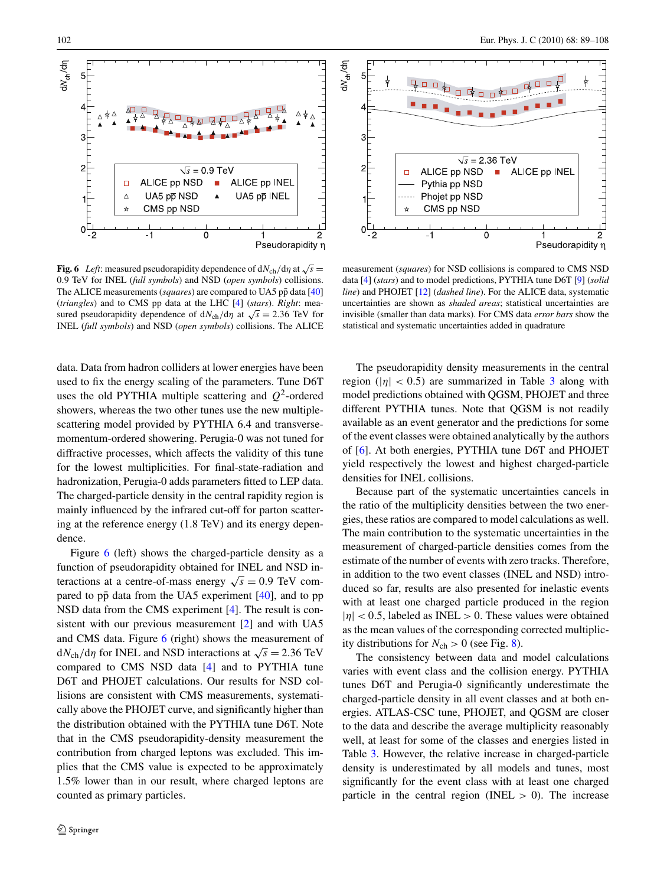**Fig. 6** *Left*: measured pseudorapidity dependence of $dN_{ch}/d\eta$ at $\sqrt{s} = 0.9$ TeV for INEL (*full symbols*) and NSD (*open symbols*) collisions. The ALICE measurements (*squares*) are compared to UA5 $p\bar{p}$ data [40] (*triangles*) and to CMS pp data at the LHC [4] (*stars*). *Right*: measured pseudorapidity dependence of $dN_{ch}/d\eta$ at $\sqrt{s} = 2.36$ TeV for INEL (*full symbols*) and NSD (*open symbols*) collisions. The ALICE measurement (*squares*) for NSD collisions is compared to CMS NSD data [4] (*stars*) and to model predictions, PYTHIA tune D6T [9] (*solid line*) and PHOJET [12] (*dashed line*). For the ALICE data, systematic uncertainties are shown as *shaded areas*; statistical uncertainties are invisible (smaller than data marks). For CMS data *error bars* show the statistical and systematic uncertainties added in quadrature

data. Data from hadron colliders at lower energies have been used to fix the energy scaling of the parameters. Tune D6T uses the old PYTHIA multiple scattering and $Q^2$-ordered showers, whereas the two other tunes use the new multiple-scattering model provided by PYTHIA 6.4 and transverse-momentum-ordered showering. Perugia-0 was not tuned for diffractive processes, which affects the validity of this tune for the lowest multiplicities. For final-state-radiation and hadronization, Perugia-0 adds parameters fitted to LEP data. The charged-particle density in the central rapidity region is mainly influenced by the infrared cut-off for parton scattering at the reference energy (1.8 TeV) and its energy dependence.

Figure 6 (left) shows the charged-particle density as a function of pseudorapidity obtained for INEL and NSD interactions at a centre-of-mass energy $\sqrt{s} = 0.9$ TeV compared to $p\bar{p}$ data from the UA5 experiment [40], and to pp NSD data from the CMS experiment [4]. The result is consistent with our previous measurement [2] and with UA5 and CMS data. Figure 6 (right) shows the measurement of $dN_{ch}/d\eta$ for INEL and NSD interactions at $\sqrt{s} = 2.36$ TeV compared to CMS NSD data [4] and to PYTHIA tune D6T and PHOJET calculations. Our results for NSD collisions are consistent with CMS measurements, systematically above the PHOJET curve, and significantly higher than the distribution obtained with the PYTHIA tune D6T. Note that in the CMS pseudorapidity-density measurement the contribution from charged leptons was excluded. This implies that the CMS value is expected to be approximately 1.5% lower than in our result, where charged leptons are counted as primary particles.

The pseudorapidity density measurements in the central region ($|\eta| < 0.5$) are summarized in Table 3 along with model predictions obtained with QGSM, PHOJET and three different PYTHIA tunes. Note that QGSM is not readily available as an event generator and the predictions for some of the event classes were obtained analytically by the authors of [6]. At both energies, PYTHIA tune D6T and PHOJET yield respectively the lowest and highest charged-particle densities for INEL collisions.

Because part of the systematic uncertainties cancels in the ratio of the multiplicity densities between the two energies, these ratios are compared to model calculations as well. The main contribution to the systematic uncertainties in the measurement of charged-particle densities comes from the estimate of the number of events with zero tracks. Therefore, in addition to the two event classes (INEL and NSD) introduced so far, results are also presented for inelastic events with at least one charged particle produced in the region $|\eta| < 0.5$, labeled as INEL $> 0$. These values were obtained as the mean values of the corresponding corrected multiplicity distributions for $N_{ch} > 0$ (see Fig. 8).

The consistency between data and model calculations varies with event class and the collision energy. PYTHIA tunes D6T and Perugia-0 significantly underestimate the charged-particle density in all event classes and at both energies. ATLAS-CSC tune, PHOJET, and QGSM are closer to the data and describe the average multiplicity reasonably well, at least for some of the classes and energies listed in Table 3. However, the relative increase in charged-particle density is underestimated by all models and tunes, most significantly for the event class with at least one charged particle in the central region (INEL $> 0$). The increase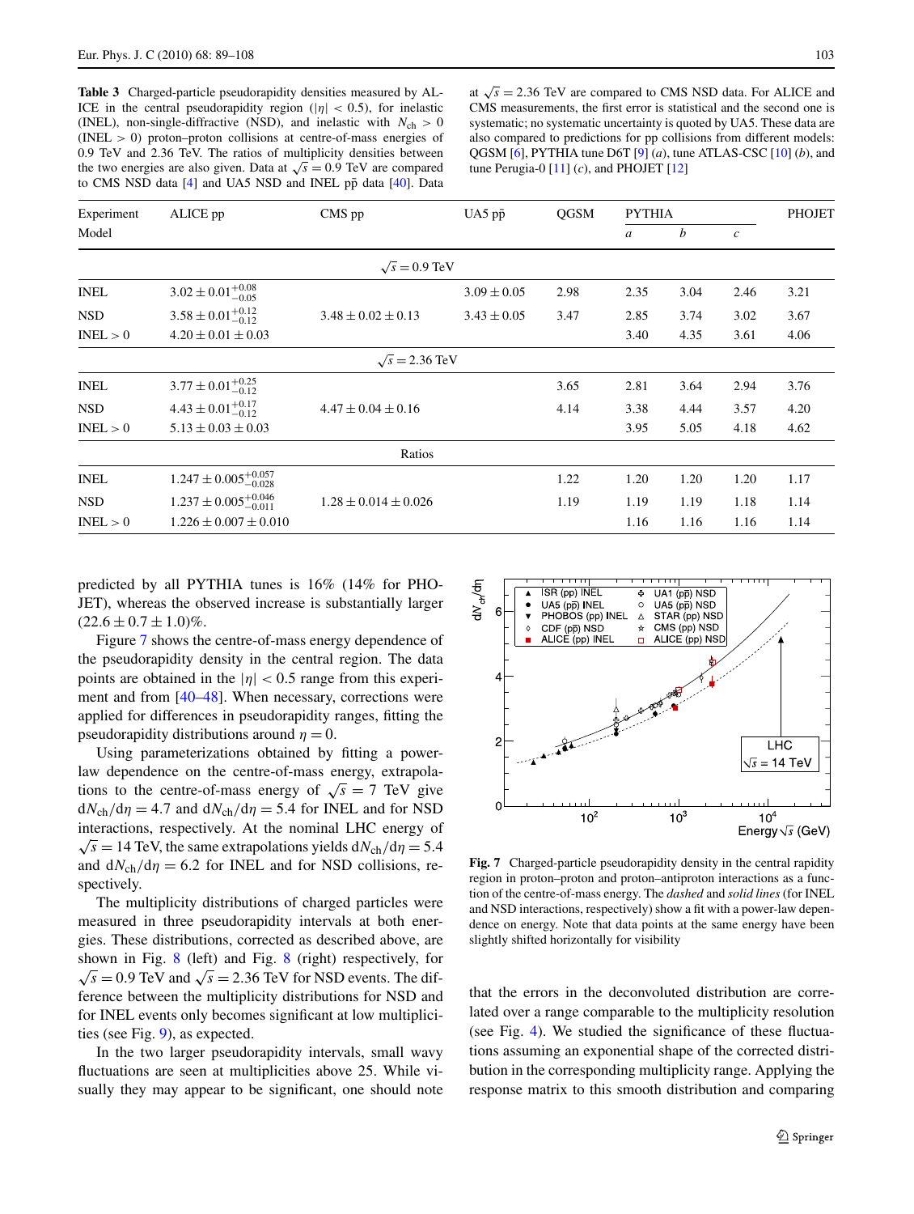**Table 3** Charged-particle pseudorapidity densities measured by ALICE in the central pseudorapidity region ($|\eta| < 0.5$), for inelastic (INEL), non-single-diffractive (NSD), and inelastic with $N_{ch} > 0$ (INEL > 0) proton–proton collisions at centre-of-mass energies of 0.9 TeV and 2.36 TeV. The ratios of multiplicity densities between the two energies are also given. Data at $\sqrt{s} = 0.9$ TeV are compared to CMS NSD data [4] and UA5 NSD and INEL $\mathrm{p\bar{p}}$ data [40]. Data at $\sqrt{s} = 2.36$ TeV are compared to CMS NSD data. For ALICE and CMS measurements, the first error is statistical and the second one is systematic; no systematic uncertainty is quoted by UA5. These data are also compared to predictions for pp collisions from different models: QGSM [6], PYTHIA tune D6T [9] (*a*), tune ATLAS-CSC [10] (*b*), and tune Perugia-0 [11] (*c*), and PHOJET [12]

| Experiment | ALICE pp | CMS pp | UA5 $\mathrm{p\bar{p}}$ | QGSM | PYTHIA | | | PHOJET |
|---|---|---|---|---|---|---|---|---|
| Model | | | | | *a* | *b* | *c* | |
| | | $\sqrt{s} = 0.9$ TeV | | | | | | |
| INEL | $3.02 \pm 0.01^{+0.08}_{-0.05}$ | | $3.09 \pm 0.05$ | 2.98 | 2.35 | 3.04 | 2.46 | 3.21 |
| NSD | $3.58 \pm 0.01^{+0.12}_{-0.12}$ | $3.48 \pm 0.02 \pm 0.13$ | $3.43 \pm 0.05$ | 3.47 | 2.85 | 3.74 | 3.02 | 3.67 |
| INEL > 0 | $4.20 \pm 0.01 \pm 0.03$ | | | | 3.40 | 4.35 | 3.61 | 4.06 |
| | | $\sqrt{s} = 2.36$ TeV | | | | | | |
| INEL | $3.77 \pm 0.01^{+0.25}_{-0.12}$ | | | 3.65 | 2.81 | 3.64 | 2.94 | 3.76 |
| NSD | $4.43 \pm 0.01^{+0.17}_{-0.12}$ | $4.47 \pm 0.04 \pm 0.16$ | | 4.14 | 3.38 | 4.44 | 3.57 | 4.20 |
| INEL > 0 | $5.13 \pm 0.03 \pm 0.03$ | | | | 3.95 | 5.05 | 4.18 | 4.62 |
| | | Ratios | | | | | | |
| INEL | $1.247 \pm 0.005^{+0.057}_{-0.028}$ | | | 1.22 | 1.20 | 1.20 | 1.20 | 1.17 |
| NSD | $1.237 \pm 0.005^{+0.046}_{-0.011}$ | $1.28 \pm 0.014 \pm 0.026$ | | 1.19 | 1.19 | 1.19 | 1.18 | 1.14 |
| INEL > 0 | $1.226 \pm 0.007 \pm 0.010$ | | | | 1.16 | 1.16 | 1.16 | 1.14 |

predicted by all PYTHIA tunes is 16% (14% for PHOJET), whereas the observed increase is substantially larger $(22.6 \pm 0.7 \pm 1.0)\%$.

Figure 7 shows the centre-of-mass energy dependence of the pseudorapidity density in the central region. The data points are obtained in the $|\eta| < 0.5$ range from this experiment and from [40–48]. When necessary, corrections were applied for differences in pseudorapidity ranges, fitting the pseudorapidity distributions around $\eta = 0$.

Using parameterizations obtained by fitting a power-law dependence on the centre-of-mass energy, extrapolations to the centre-of-mass energy of $\sqrt{s} = 7$ TeV give $\mathrm{d}N_{ch}/\mathrm{d}\eta = 4.7$ and $\mathrm{d}N_{ch}/\mathrm{d}\eta = 5.4$ for INEL and for NSD interactions, respectively. At the nominal LHC energy of $\sqrt{s} = 14$ TeV, the same extrapolations yields $\mathrm{d}N_{ch}/\mathrm{d}\eta = 5.4$ and $\mathrm{d}N_{ch}/\mathrm{d}\eta = 6.2$ for INEL and for NSD collisions, respectively.

The multiplicity distributions of charged particles were measured in three pseudorapidity intervals at both energies. These distributions, corrected as described above, are shown in Fig. 8 (left) and Fig. 8 (right) respectively, for $\sqrt{s} = 0.9$ TeV and $\sqrt{s} = 2.36$ TeV for NSD events. The difference between the multiplicity distributions for NSD and for INEL events only becomes significant at low multiplicities (see Fig. 9), as expected.

In the two larger pseudorapidity intervals, small wavy fluctuations are seen at multiplicities above 25. While visually they may appear to be significant, one should note that the errors in the deconvoluted distribution are correlated over a range comparable to the multiplicity resolution (see Fig. 4). We studied the significance of these fluctuations assuming an exponential shape of the corrected distribution in the corresponding multiplicity range. Applying the response matrix to this smooth distribution and comparing

**Fig. 7** Charged-particle pseudorapidity density in the central rapidity region in proton–proton and proton–antiproton interactions as a function of the centre-of-mass energy. The *dashed* and *solid lines* (for INEL and NSD interactions, respectively) show a fit with a power-law dependence on energy. Note that data points at the same energy have been slightly shifted horizontally for visibility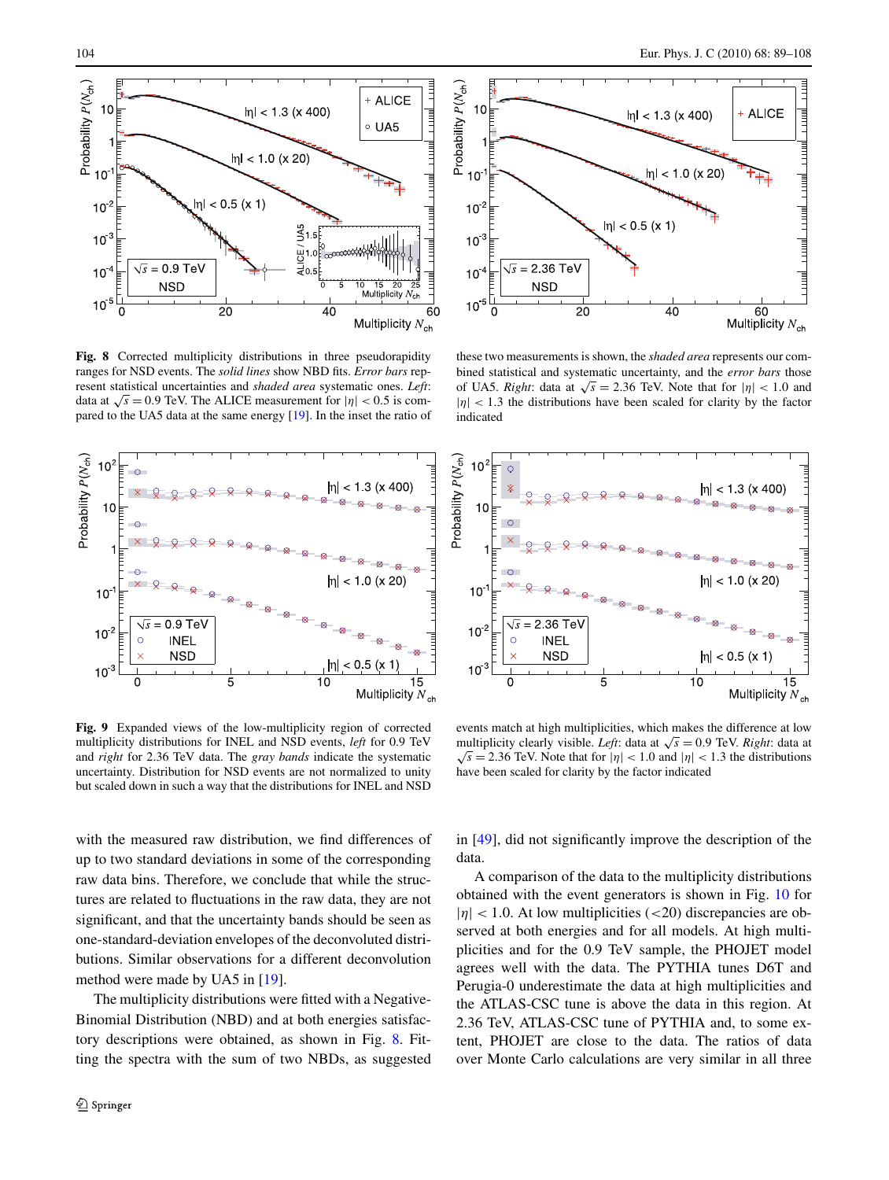**Fig. 8** Corrected multiplicity distributions in three pseudorapidity ranges for NSD events. The *solid lines* show NBD fits. *Error bars* represent statistical uncertainties and *shaded area* systematic ones. *Left*: data at $\sqrt{s} = 0.9$ TeV. The ALICE measurement for $|\eta| < 0.5$ is compared to the UA5 data at the same energy [19]. In the inset the ratio of these two measurements is shown, the *shaded area* represents our combined statistical and systematic uncertainty, and the *error bars* those of UA5. *Right*: data at $\sqrt{s} = 2.36$ TeV. Note that for $|\eta| < 1.0$ and $|\eta| < 1.3$ the distributions have been scaled for clarity by the factor indicated

**Fig. 9** Expanded views of the low-multiplicity region of corrected multiplicity distributions for INEL and NSD events, *left* for 0.9 TeV and *right* for 2.36 TeV data. The *gray bands* indicate the systematic uncertainty. Distribution for NSD events are not normalized to unity but scaled down in such a way that the distributions for INEL and NSD events match at high multiplicities, which makes the difference at low multiplicity clearly visible. *Left*: data at $\sqrt{s} = 0.9$ TeV. *Right*: data at $\sqrt{s} = 2.36$ TeV. Note that for $|\eta| < 1.0$ and $|\eta| < 1.3$ the distributions have been scaled for clarity by the factor indicated

with the measured raw distribution, we find differences of up to two standard deviations in some of the corresponding raw data bins. Therefore, we conclude that while the structures are related to fluctuations in the raw data, they are not significant, and that the uncertainty bands should be seen as one-standard-deviation envelopes of the deconvoluted distributions. Similar observations for a different deconvolution method were made by UA5 in [19].

The multiplicity distributions were fitted with a Negative-Binomial Distribution (NBD) and at both energies satisfactory descriptions were obtained, as shown in Fig. 8. Fitting the spectra with the sum of two NBDs, as suggested in [49], did not significantly improve the description of the data.

A comparison of the data to the multiplicity distributions obtained with the event generators is shown in Fig. 10 for $|\eta| < 1.0$. At low multiplicities (<20) discrepancies are observed at both energies and for all models. At high multiplicities and for the 0.9 TeV sample, the PHOJET model agrees well with the data. The PYTHIA tunes D6T and Perugia-0 underestimate the data at high multiplicities and the ATLAS-CSC tune is above the data in this region. At 2.36 TeV, ATLAS-CSC tune of PYTHIA and, to some extent, PHOJET are close to the data. The ratios of data over Monte Carlo calculations are very similar in all three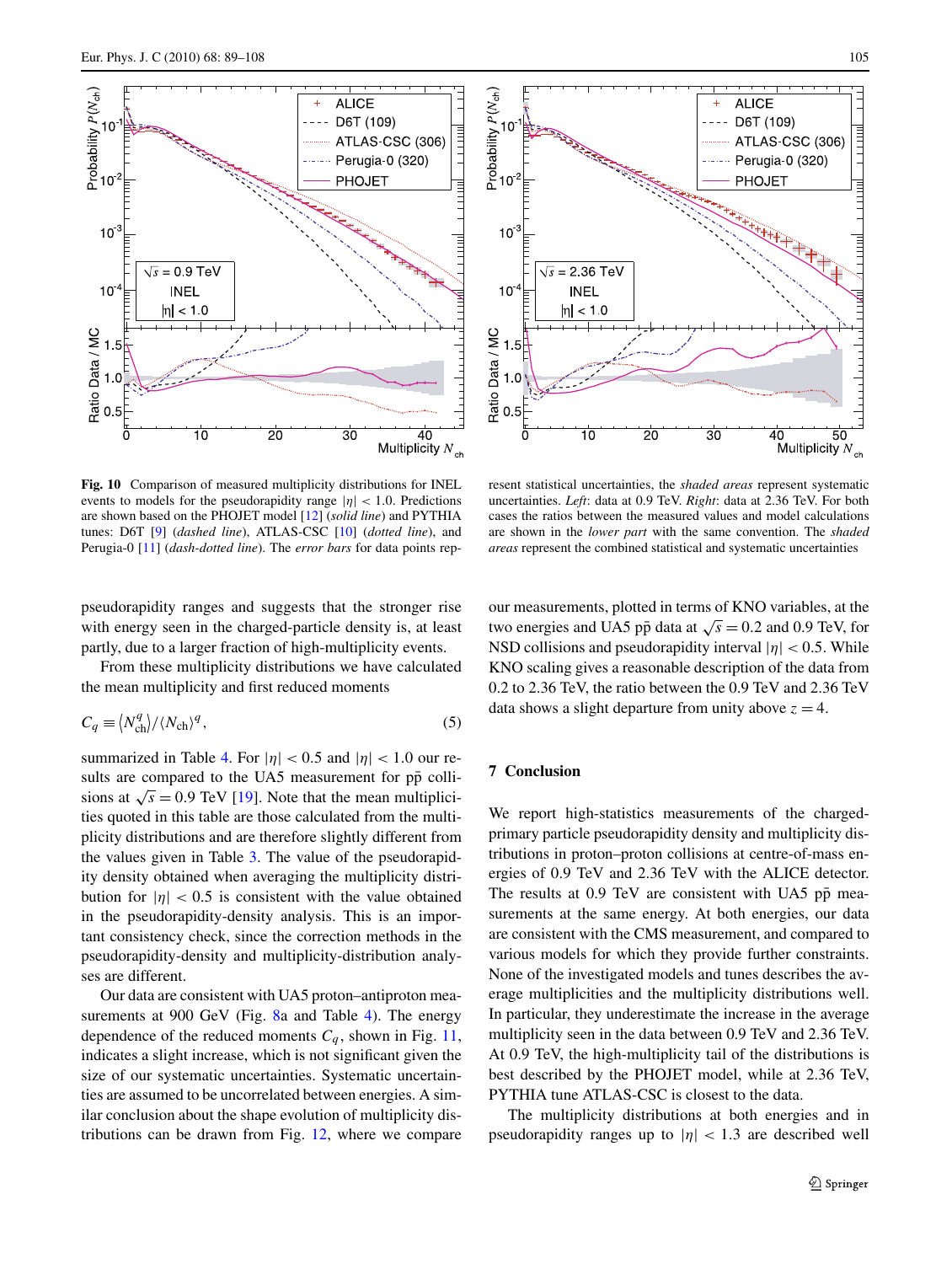**Fig. 10** Comparison of measured multiplicity distributions for INEL events to models for the pseudorapidity range $|\eta| < 1.0$. Predictions are shown based on the PHOJET model [12] (*solid line*) and PYTHIA tunes: D6T [9] (*dashed line*), ATLAS-CSC [10] (*dotted line*), and Perugia-0 [11] (*dash-dotted line*). The *error bars* for data points represent statistical uncertainties, the *shaded areas* represent systematic uncertainties. *Left*: data at 0.9 TeV. *Right*: data at 2.36 TeV. For both cases the ratios between the measured values and model calculations are shown in the *lower part* with the same convention. The *shaded areas* represent the combined statistical and systematic uncertainties

pseudorapidity ranges and suggests that the stronger rise with energy seen in the charged-particle density is, at least partly, due to a larger fraction of high-multiplicity events.

From these multiplicity distributions we have calculated the mean multiplicity and first reduced moments

$$C_q \equiv \langle N_{ch}^q \rangle / \langle N_{ch} \rangle^q, \qquad (5)$$

summarized in Table 4. For $|\eta| < 0.5$ and $|\eta| < 1.0$ our results are compared to the UA5 measurement for $p\bar{p}$ collisions at $\sqrt{s} = 0.9$ TeV [19]. Note that the mean multiplicities quoted in this table are those calculated from the multiplicity distributions and are therefore slightly different from the values given in Table 3. The value of the pseudorapidity density obtained when averaging the multiplicity distribution for $|\eta| < 0.5$ is consistent with the value obtained in the pseudorapidity-density analysis. This is an important consistency check, since the correction methods in the pseudorapidity-density and multiplicity-distribution analyses are different.

Our data are consistent with UA5 proton–antiproton measurements at 900 GeV (Fig. 8a and Table 4). The energy dependence of the reduced moments $C_q$, shown in Fig. 11, indicates a slight increase, which is not significant given the size of our systematic uncertainties. Systematic uncertainties are assumed to be uncorrelated between energies. A similar conclusion about the shape evolution of multiplicity distributions can be drawn from Fig. 12, where we compare our measurements, plotted in terms of KNO variables, at the two energies and UA5 $p\bar{p}$ data at $\sqrt{s} = 0.2$ and 0.9 TeV, for NSD collisions and pseudorapidity interval $|\eta| < 0.5$. While KNO scaling gives a reasonable description of the data from 0.2 to 2.36 TeV, the ratio between the 0.9 TeV and 2.36 TeV data shows a slight departure from unity above $z = 4$.

## 7 Conclusion

We report high-statistics measurements of the charged-primary particle pseudorapidity density and multiplicity distributions in proton–proton collisions at centre-of-mass energies of 0.9 TeV and 2.36 TeV with the ALICE detector. The results at 0.9 TeV are consistent with UA5 $p\bar{p}$ measurements at the same energy. At both energies, our data are consistent with the CMS measurement, and compared to various models for which they provide further constraints. None of the investigated models and tunes describes the average multiplicities and the multiplicity distributions well. In particular, they underestimate the increase in the average multiplicity seen in the data between 0.9 TeV and 2.36 TeV. At 0.9 TeV, the high-multiplicity tail of the distributions is best described by the PHOJET model, while at 2.36 TeV, PYTHIA tune ATLAS-CSC is closest to the data.

The multiplicity distributions at both energies and in pseudorapidity ranges up to $|\eta| < 1.3$ are described well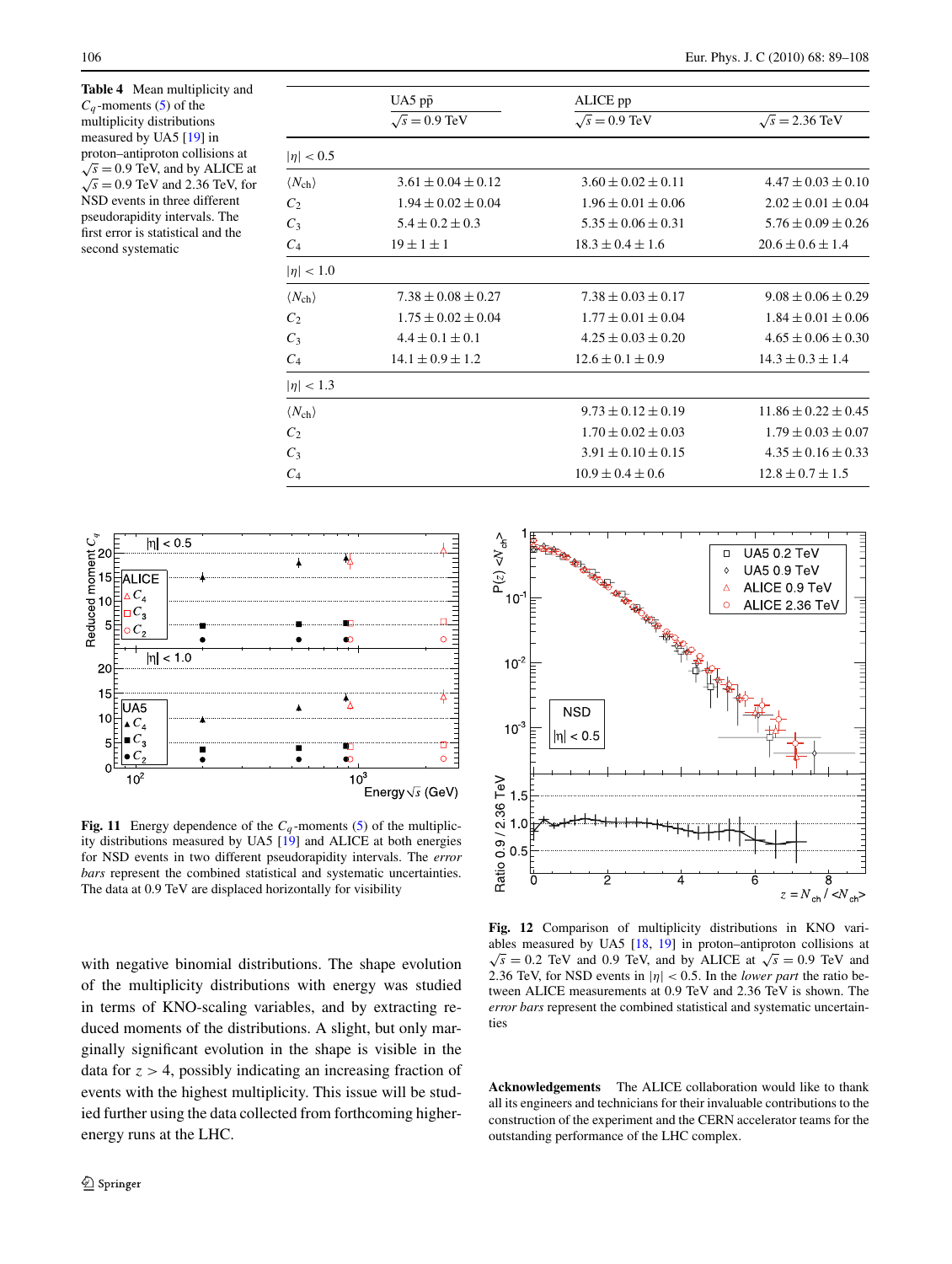**Table 4** Mean multiplicity and $C_q$-moments (5) of the multiplicity distributions measured by UA5 [19] in proton–antiproton collisions at $\sqrt{s} = 0.9$ TeV, and by ALICE at $\sqrt{s} = 0.9$ TeV and 2.36 TeV, for NSD events in three different pseudorapidity intervals. The first error is statistical and the second systematic

| | UA5 $p\bar{p}$ | ALICE pp | |
|---|---|---|---|
| | $\sqrt{s} = 0.9$ TeV | $\sqrt{s} = 0.9$ TeV | $\sqrt{s} = 2.36$ TeV |
| $\lvert\eta\rvert < 0.5$ | | | |
| $\langle N_{ch}\rangle$ | $3.61 \pm 0.04 \pm 0.12$ | $3.60 \pm 0.02 \pm 0.11$ | $4.47 \pm 0.03 \pm 0.10$ |
| $C_2$ | $1.94 \pm 0.02 \pm 0.04$ | $1.96 \pm 0.01 \pm 0.06$ | $2.02 \pm 0.01 \pm 0.04$ |
| $C_3$ | $5.4 \pm 0.2 \pm 0.3$ | $5.35 \pm 0.06 \pm 0.31$ | $5.76 \pm 0.09 \pm 0.26$ |
| $C_4$ | $19 \pm 1 \pm 1$ | $18.3 \pm 0.4 \pm 1.6$ | $20.6 \pm 0.6 \pm 1.4$ |
| $\lvert\eta\rvert < 1.0$ | | | |
| $\langle N_{ch}\rangle$ | $7.38 \pm 0.08 \pm 0.27$ | $7.38 \pm 0.03 \pm 0.17$ | $9.08 \pm 0.06 \pm 0.29$ |
| $C_2$ | $1.75 \pm 0.02 \pm 0.04$ | $1.77 \pm 0.01 \pm 0.04$ | $1.84 \pm 0.01 \pm 0.06$ |
| $C_3$ | $4.4 \pm 0.1 \pm 0.1$ | $4.25 \pm 0.03 \pm 0.20$ | $4.65 \pm 0.06 \pm 0.30$ |
| $C_4$ | $14.1 \pm 0.9 \pm 1.2$ | $12.6 \pm 0.1 \pm 0.9$ | $14.3 \pm 0.3 \pm 1.4$ |
| $\lvert\eta\rvert < 1.3$ | | | |
| $\langle N_{ch}\rangle$ | | $9.73 \pm 0.12 \pm 0.19$ | $11.86 \pm 0.22 \pm 0.45$ |
| $C_2$ | | $1.70 \pm 0.02 \pm 0.03$ | $1.79 \pm 0.03 \pm 0.07$ |
| $C_3$ | | $3.91 \pm 0.10 \pm 0.15$ | $4.35 \pm 0.16 \pm 0.33$ |
| $C_4$ | | $10.9 \pm 0.4 \pm 0.6$ | $12.8 \pm 0.7 \pm 1.5$ |

**Fig. 11** Energy dependence of the $C_q$-moments (5) of the multiplicity distributions measured by UA5 [19] and ALICE at both energies for NSD events in two different pseudorapidity intervals. The *error bars* represent the combined statistical and systematic uncertainties. The data at 0.9 TeV are displaced horizontally for visibility

with negative binomial distributions. The shape evolution of the multiplicity distributions with energy was studied in terms of KNO-scaling variables, and by extracting reduced moments of the distributions. A slight, but only marginally significant evolution in the shape is visible in the data for $z > 4$, possibly indicating an increasing fraction of events with the highest multiplicity. This issue will be studied further using the data collected from forthcoming higher-energy runs at the LHC.

**Fig. 12** Comparison of multiplicity distributions in KNO variables measured by UA5 [18, 19] in proton–antiproton collisions at $\sqrt{s} = 0.2$ TeV and 0.9 TeV, and by ALICE at $\sqrt{s} = 0.9$ TeV and 2.36 TeV, for NSD events in $|\eta| < 0.5$. In the *lower part* the ratio between ALICE measurements at 0.9 TeV and 2.36 TeV is shown. The *error bars* represent the combined statistical and systematic uncertainties

**Acknowledgements** The ALICE collaboration would like to thank all its engineers and technicians for their invaluable contributions to the construction of the experiment and the CERN accelerator teams for the outstanding performance of the LHC complex.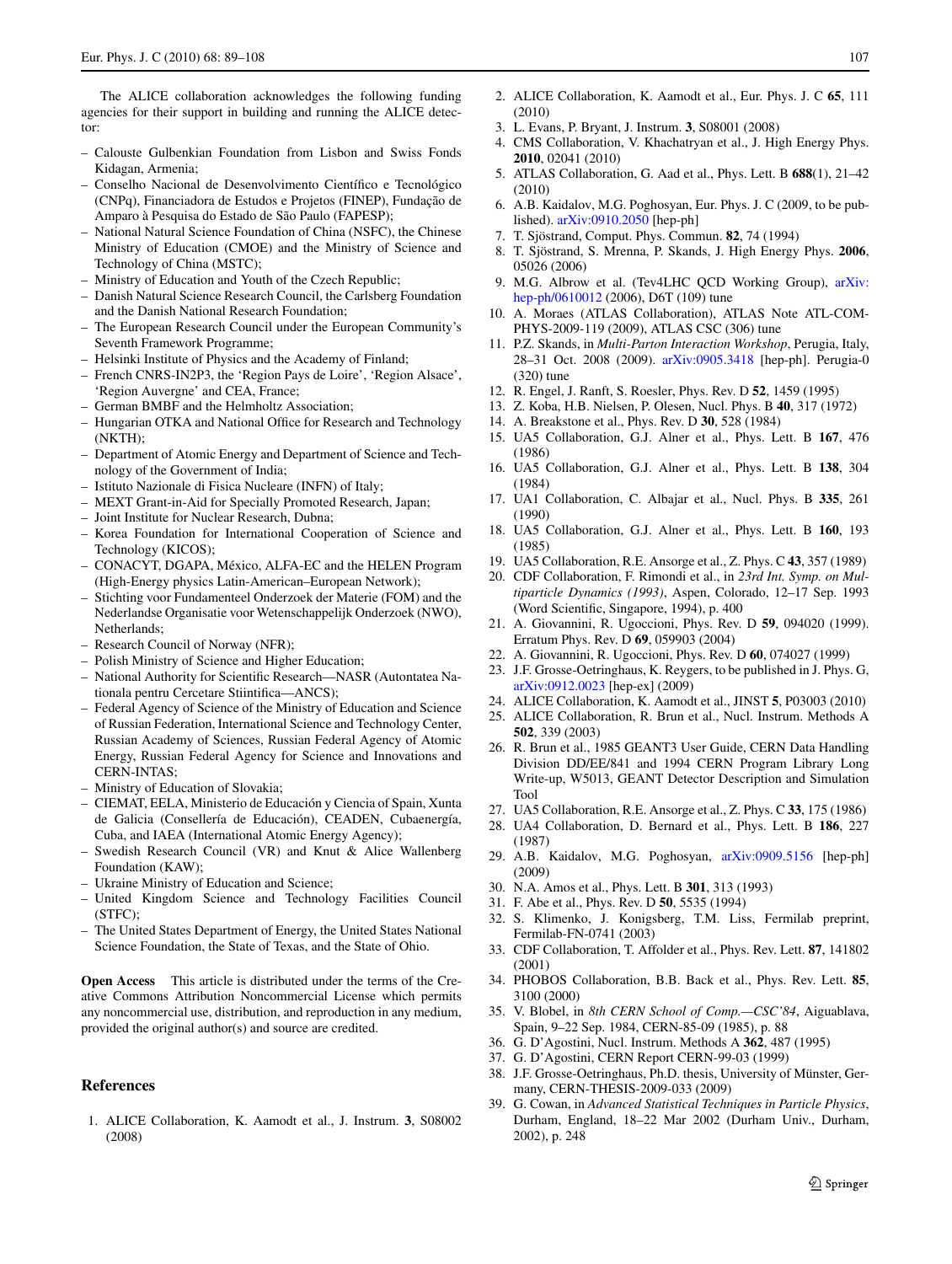The ALICE collaboration acknowledges the following funding agencies for their support in building and running the ALICE detector:

- Calouste Gulbenkian Foundation from Lisbon and Swiss Fonds Kidagan, Armenia;
- Conselho Nacional de Desenvolvimento Científico e Tecnológico (CNPq), Financiadora de Estudos e Projetos (FINEP), Fundação de Amparo à Pesquisa do Estado de São Paulo (FAPESP);
- National Natural Science Foundation of China (NSFC), the Chinese Ministry of Education (CMOE) and the Ministry of Science and Technology of China (MSTC);
- Ministry of Education and Youth of the Czech Republic;
- Danish Natural Science Research Council, the Carlsberg Foundation and the Danish National Research Foundation;
- The European Research Council under the European Community's Seventh Framework Programme;
- Helsinki Institute of Physics and the Academy of Finland;
- French CNRS-IN2P3, the 'Region Pays de Loire', 'Region Alsace', 'Region Auvergne' and CEA, France;
- German BMBF and the Helmholtz Association;
- Hungarian OTKA and National Office for Research and Technology (NKTH);
- Department of Atomic Energy and Department of Science and Technology of the Government of India;
- Istituto Nazionale di Fisica Nucleare (INFN) of Italy;
- MEXT Grant-in-Aid for Specially Promoted Research, Japan;
- Joint Institute for Nuclear Research, Dubna;
- Korea Foundation for International Cooperation of Science and Technology (KICOS);
- CONACYT, DGAPA, México, ALFA-EC and the HELEN Program (High-Energy physics Latin-American–European Network);
- Stichting voor Fundamenteel Onderzoek der Materie (FOM) and the Nederlandse Organisatie voor Wetenschappelijk Onderzoek (NWO), Netherlands;
- Research Council of Norway (NFR);
- Polish Ministry of Science and Higher Education;
- National Authority for Scientific Research—NASR (Autontatea Nationala pentru Cercetare Stiintifica—ANCS);
- Federal Agency of Science of the Ministry of Education and Science of Russian Federation, International Science and Technology Center, Russian Academy of Sciences, Russian Federal Agency of Atomic Energy, Russian Federal Agency for Science and Innovations and CERN-INTAS;
- Ministry of Education of Slovakia;
- CIEMAT, EELA, Ministerio de Educación y Ciencia of Spain, Xunta de Galicia (Consellería de Educación), CEADEN, Cubaenergía, Cuba, and IAEA (International Atomic Energy Agency);
- Swedish Research Council (VR) and Knut & Alice Wallenberg Foundation (KAW);
- Ukraine Ministry of Education and Science;
- United Kingdom Science and Technology Facilities Council (STFC);
- The United States Department of Energy, the United States National Science Foundation, the State of Texas, and the State of Ohio.

**Open Access** This article is distributed under the terms of the Creative Commons Attribution Noncommercial License which permits any noncommercial use, distribution, and reproduction in any medium, provided the original author(s) and source are credited.

## References

1. ALICE Collaboration, K. Aamodt et al., J. Instrum. **3**, S08002 (2008)
2. ALICE Collaboration, K. Aamodt et al., Eur. Phys. J. C **65**, 111 (2010)
3. L. Evans, P. Bryant, J. Instrum. **3**, S08001 (2008)
4. CMS Collaboration, V. Khachatryan et al., J. High Energy Phys. **2010**, 02041 (2010)
5. ATLAS Collaboration, G. Aad et al., Phys. Lett. B **688**(1), 21–42 (2010)
6. A.B. Kaidalov, M.G. Poghosyan, Eur. Phys. J. C (2009, to be published). arXiv:0910.2050 [hep-ph]
7. T. Sjöstrand, Comput. Phys. Commun. **82**, 74 (1994)
8. T. Sjöstrand, S. Mrenna, P. Skands, J. High Energy Phys. **2006**, 05026 (2006)
9. M.G. Albrow et al. (Tev4LHC QCD Working Group), arXiv:hep-ph/0610012 (2006), D6T (109) tune
10. A. Moraes (ATLAS Collaboration), ATLAS Note ATL-COM-PHYS-2009-119 (2009), ATLAS CSC (306) tune
11. P.Z. Skands, in *Multi-Parton Interaction Workshop*, Perugia, Italy, 28–31 Oct. 2008 (2009). arXiv:0905.3418 [hep-ph]. Perugia-0 (320) tune
12. R. Engel, J. Ranft, S. Roesler, Phys. Rev. D **52**, 1459 (1995)
13. Z. Koba, H.B. Nielsen, P. Olesen, Nucl. Phys. B **40**, 317 (1972)
14. A. Breakstone et al., Phys. Rev. D **30**, 528 (1984)
15. UA5 Collaboration, G.J. Alner et al., Phys. Lett. B **167**, 476 (1986)
16. UA5 Collaboration, G.J. Alner et al., Phys. Lett. B **138**, 304 (1984)
17. UA1 Collaboration, C. Albajar et al., Nucl. Phys. B **335**, 261 (1990)
18. UA5 Collaboration, G.J. Alner et al., Phys. Lett. B **160**, 193 (1985)
19. UA5 Collaboration, R.E. Ansorge et al., Z. Phys. C **43**, 357 (1989)
20. CDF Collaboration, F. Rimondi et al., in *23rd Int. Symp. on Multiparticle Dynamics (1993)*, Aspen, Colorado, 12–17 Sep. 1993 (Word Scientific, Singapore, 1994), p. 400
21. A. Giovannini, R. Ugoccioni, Phys. Rev. D **59**, 094020 (1999). Erratum Phys. Rev. D **69**, 059903 (2004)
22. A. Giovannini, R. Ugoccioni, Phys. Rev. D **60**, 074027 (1999)
23. J.F. Grosse-Oetringhaus, K. Reygers, to be published in J. Phys. G, arXiv:0912.0023 [hep-ex] (2009)
24. ALICE Collaboration, K. Aamodt et al., JINST **5**, P03003 (2010)
25. ALICE Collaboration, R. Brun et al., Nucl. Instrum. Methods A **502**, 339 (2003)
26. R. Brun et al., 1985 GEANT3 User Guide, CERN Data Handling Division DD/EE/841 and 1994 CERN Program Library Long Write-up, W5013, GEANT Detector Description and Simulation Tool
27. UA5 Collaboration, R.E. Ansorge et al., Z. Phys. C **33**, 175 (1986)
28. UA4 Collaboration, D. Bernard et al., Phys. Lett. B **186**, 227 (1987)
29. A.B. Kaidalov, M.G. Poghosyan, arXiv:0909.5156 [hep-ph] (2009)
30. N.A. Amos et al., Phys. Lett. B **301**, 313 (1993)
31. F. Abe et al., Phys. Rev. D **50**, 5535 (1994)
32. S. Klimenko, J. Konigsberg, T.M. Liss, Fermilab preprint, Fermilab-FN-0741 (2003)
33. CDF Collaboration, T. Affolder et al., Phys. Rev. Lett. **87**, 141802 (2001)
34. PHOBOS Collaboration, B.B. Back et al., Phys. Rev. Lett. **85**, 3100 (2000)
35. V. Blobel, in *8th CERN School of Comp.—CSC'84*, Aiguablava, Spain, 9–22 Sep. 1984, CERN-85-09 (1985), p. 88
36. G. D'Agostini, Nucl. Instrum. Methods A **362**, 487 (1995)
37. G. D'Agostini, CERN Report CERN-99-03 (1999)
38. J.F. Grosse-Oetringhaus, Ph.D. thesis, University of Münster, Germany, CERN-THESIS-2009-033 (2009)
39. G. Cowan, in *Advanced Statistical Techniques in Particle Physics*, Durham, England, 18–22 Mar 2002 (Durham Univ., Durham, 2002), p. 248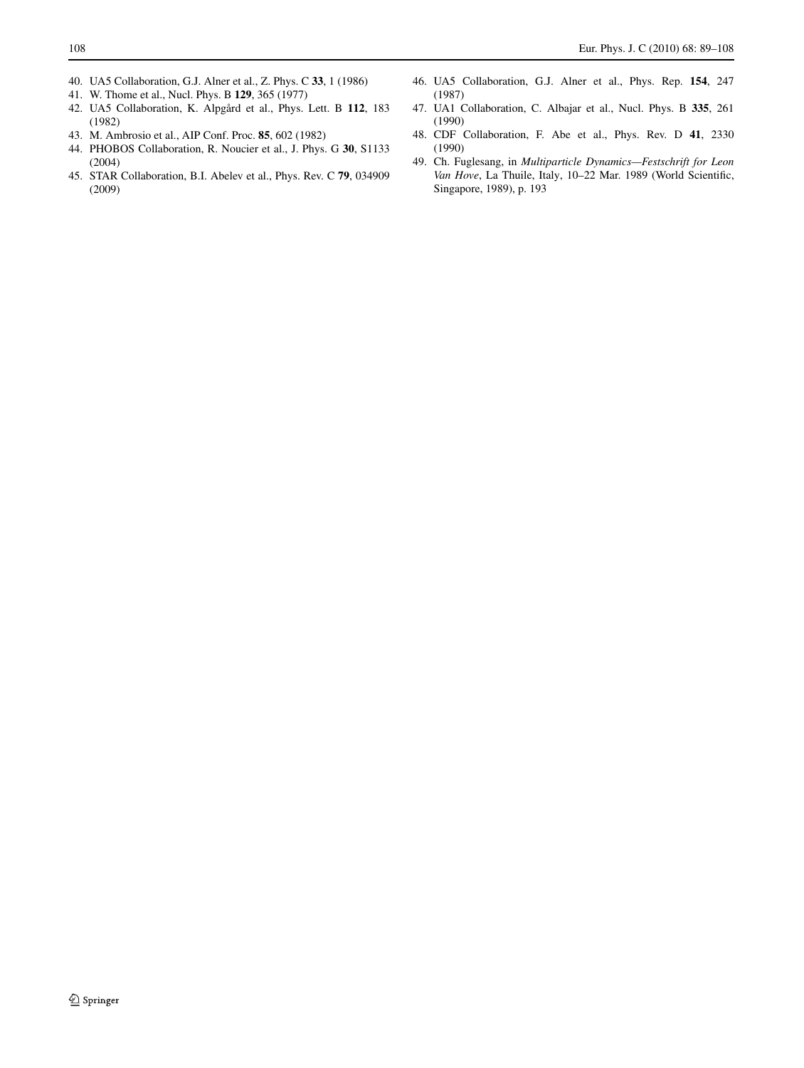40. UA5 Collaboration, G.J. Alner et al., Z. Phys. C **33**, 1 (1986)
41. W. Thome et al., Nucl. Phys. B **129**, 365 (1977)
42. UA5 Collaboration, K. Alpgård et al., Phys. Lett. B **112**, 183 (1982)
43. M. Ambrosio et al., AIP Conf. Proc. **85**, 602 (1982)
44. PHOBOS Collaboration, R. Noucier et al., J. Phys. G **30**, S1133 (2004)
45. STAR Collaboration, B.I. Abelev et al., Phys. Rev. C **79**, 034909 (2009)
46. UA5 Collaboration, G.J. Alner et al., Phys. Rep. **154**, 247 (1987)
47. UA1 Collaboration, C. Albajar et al., Nucl. Phys. B **335**, 261 (1990)
48. CDF Collaboration, F. Abe et al., Phys. Rev. D **41**, 2330 (1990)
49. Ch. Fuglesang, in *Multiparticle Dynamics—Festschrift for Leon Van Hove*, La Thuile, Italy, 10–22 Mar. 1989 (World Scientific, Singapore, 1989), p. 193